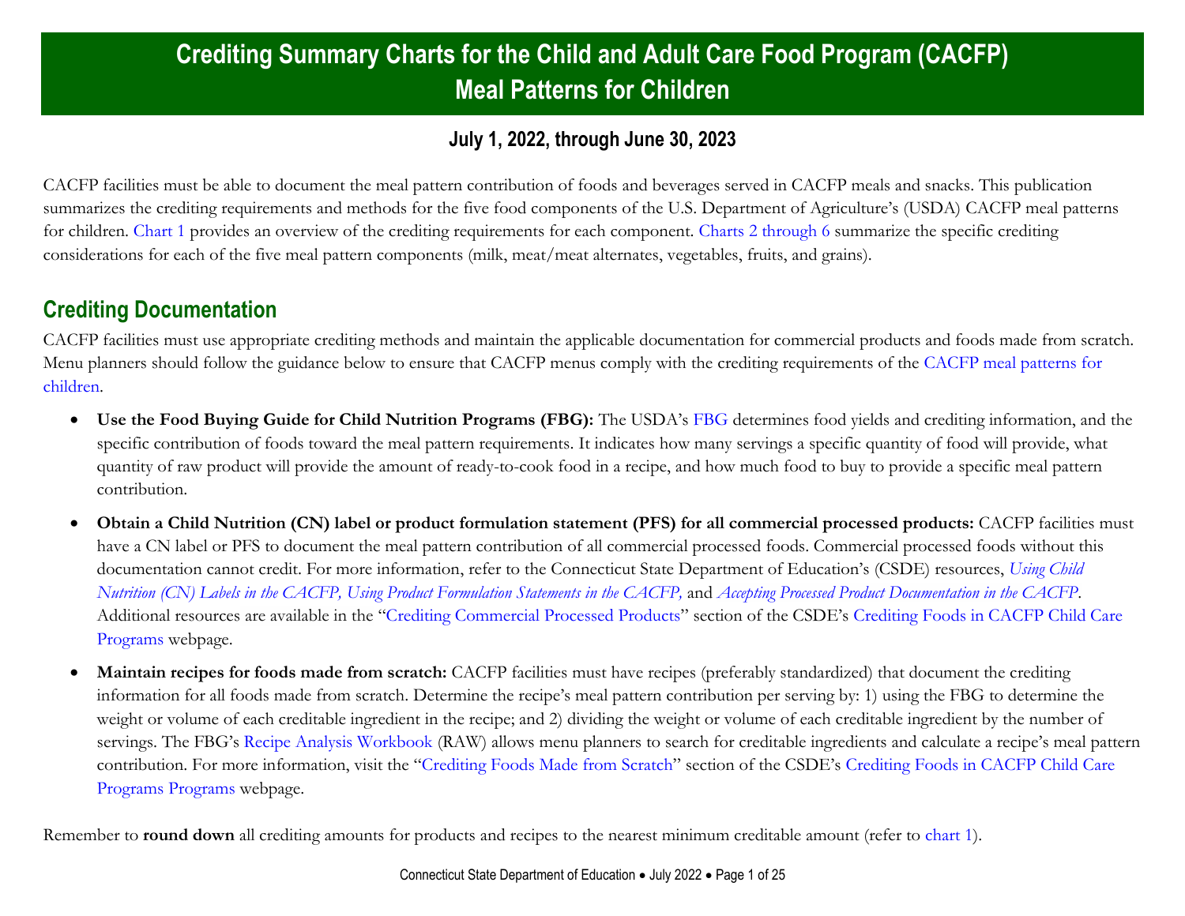# Crediting Summary Charts for the Child and Adult Care Food Program (CACFP) Meal Patterns for Children

### July 1, 2022, through June 30, 2023

CACFP facilities must be able to document the meal pattern contribution of foods and beverages served in CACFP meals and snacks. This publication summarizes the crediting requirements and methods for the five food components of the U.S. Department of Agriculture's (USDA) CACFP meal patterns for children. Chart 1 provides an overview of the crediting requirements for each component. Charts 2 through 6 summarize the specific crediting considerations for each of the five meal pattern components (milk, meat/meat alternates, vegetables, fruits, and grains).

## Crediting Documentation

CACFP facilities must use appropriate crediting methods and maintain the applicable documentation for commercial products and foods made from scratch. Menu planners should follow the guidance below to ensure that CACFP menus comply with the crediting requirements of the CACFP meal patterns for children.

- **Use the Food Buying Guide for Child Nutrition Programs (FBG):** The USDA's FBG determines food yields and crediting information, and the specific contribution of foods toward the meal pattern requirements. It indicates how many servings a specific quantity of food will provide, what quantity of raw product will provide the amount of ready-to-cook food in a recipe, and how much food to buy to provide a specific meal pattern contribution.
- **Obtain a Child Nutrition (CN) label or product formulation statement (PFS) for all commercial processed products:** CACFP facilities must have a CN label or PFS to document the meal pattern contribution of all commercial processed foods. Commercial processed foods without this documentation cannot credit. For more information, refer to the Connecticut State Department of Education's (CSDE) resources, *Using Child Nutrition (CN) Labels in the CACFP, Using Product Formulation Statements in the CACFP,* and *Accepting Processed Product Documentation in the CACFP*. Additional resources are available in the "Crediting Commercial Processed Products" section of the CSDE's Crediting Foods in CACFP Child Care Programs webpage.
- **Maintain recipes for foods made from scratch:** CACFP facilities must have recipes (preferably standardized) that document the crediting information for all foods made from scratch. Determine the recipe's meal pattern contribution per serving by: 1) using the FBG to determine the weight or volume of each creditable ingredient in the recipe; and 2) dividing the weight or volume of each creditable ingredient by the number of servings. The FBG's Recipe Analysis Workbook (RAW) allows menu planners to search for creditable ingredients and calculate a recipe's meal pattern contribution. For more information, visit the "Crediting Foods Made from Scratch" section of the CSDE's Crediting Foods in CACFP Child Care Programs Programs webpage.

Remember to **round down** all crediting amounts for products and recipes to the nearest minimum creditable amount (refer to chart 1).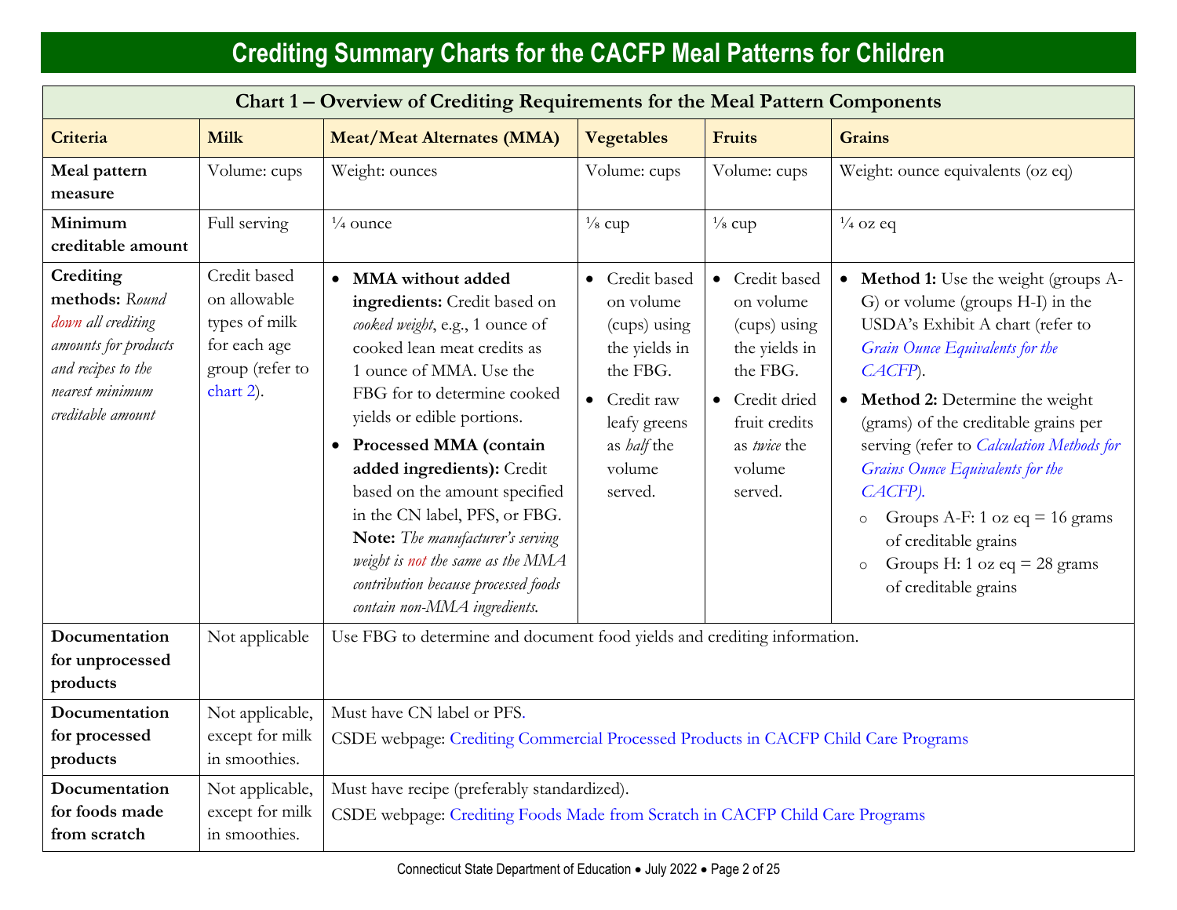# Crediting Summary Charts for the CACFP Meal Patterns for Children

| Chart 1 – Overview of Crediting Requirements for the Meal Pattern Components | | | | | |
|---|---|---|---|---|---|
| **Criteria** | **Milk** | **Meat/Meat Alternates (MMA)** | **Vegetables** | **Fruits** | **Grains** |
| **Meal pattern measure** | Volume: cups | Weight: ounces | Volume: cups | Volume: cups | Weight: ounce equivalents (oz eq) |
| **Minimum creditable amount** | Full serving | ¼ ounce | ⅛ cup | ⅛ cup | ¼ oz eq |
| **Crediting methods:** *Round down all crediting amounts for products and recipes to the nearest minimum creditable amount* | Credit based on allowable types of milk for each age group (refer to chart 2). | • **MMA without added ingredients:** Credit based on *cooked weight*, e.g., 1 ounce of cooked lean meat credits as 1 ounce of MMA. Use the FBG for to determine cooked yields or edible portions.<br>• **Processed MMA (contain added ingredients):** Credit based on the amount specified in the CN label, PFS, or FBG. **Note:** *The manufacturer's serving weight is not the same as the MMA contribution because processed foods contain non-MMA ingredients.* | • Credit based on volume (cups) using the yields in the FBG.<br>• Credit raw leafy greens as *half* the volume served. | • Credit based on volume (cups) using the yields in the FBG.<br>• Credit dried fruit credits as *twice* the volume served. | • **Method 1:** Use the weight (groups A-G) or volume (groups H-I) in the USDA's Exhibit A chart (refer to *Grain Ounce Equivalents for the CACFP*).<br>• **Method 2:** Determine the weight (grams) of the creditable grains per serving (refer to *Calculation Methods for Grains Ounce Equivalents for the CACFP).*<br>  ○ Groups A-F: 1 oz eq = 16 grams of creditable grains<br>  ○ Groups H: 1 oz eq = 28 grams of creditable grains |
| **Documentation for unprocessed products** | Not applicable | Use FBG to determine and document food yields and crediting information. | | | |
| **Documentation for processed products** | Not applicable, except for milk in smoothies. | Must have CN label or PFS.<br>CSDE webpage: Crediting Commercial Processed Products in CACFP Child Care Programs | | | |
| **Documentation for foods made from scratch** | Not applicable, except for milk in smoothies. | Must have recipe (preferably standardized).<br>CSDE webpage: Crediting Foods Made from Scratch in CACFP Child Care Programs | | | |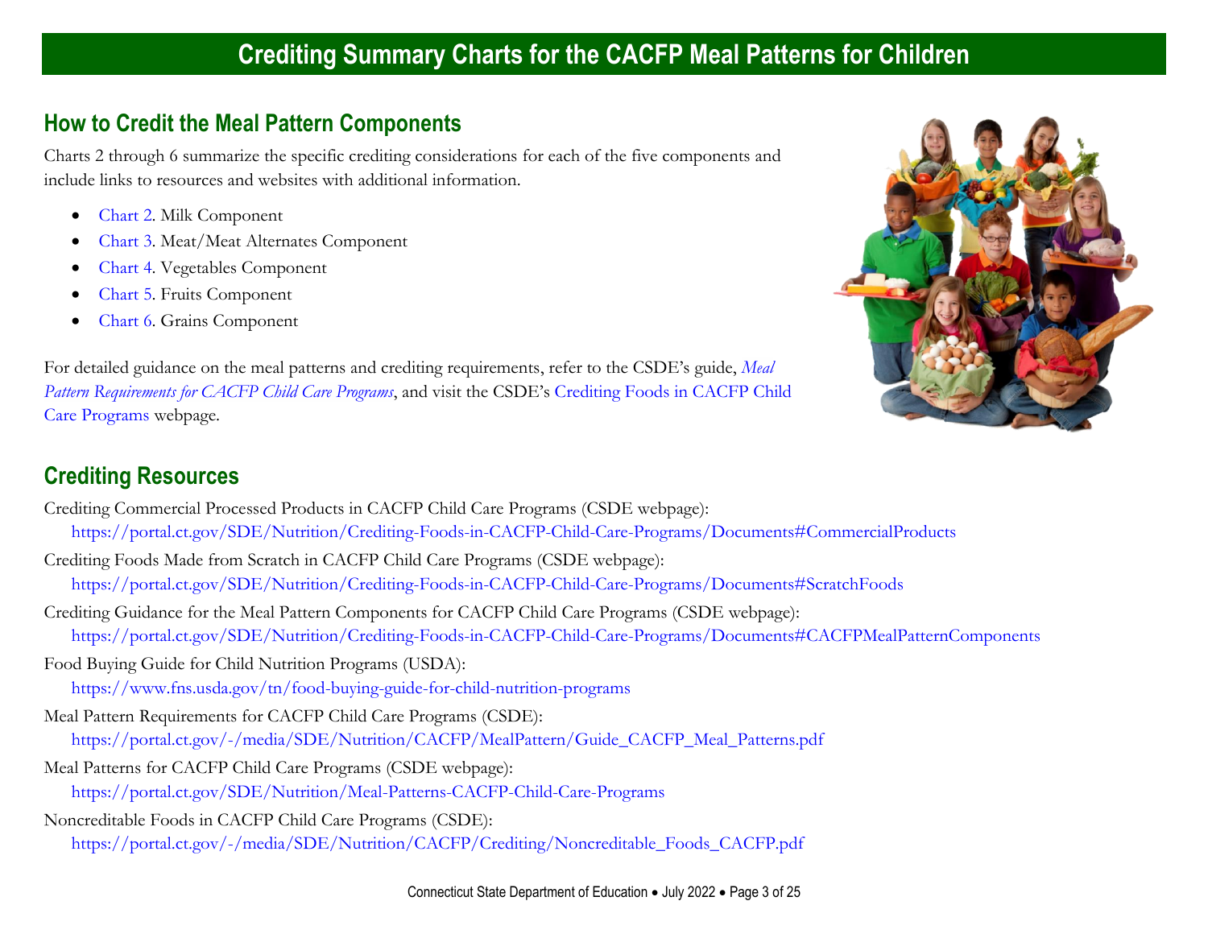# Crediting Summary Charts for the CACFP Meal Patterns for Children

## How to Credit the Meal Pattern Components

Charts 2 through 6 summarize the specific crediting considerations for each of the five components and include links to resources and websites with additional information.

- Chart 2. Milk Component
- Chart 3. Meat/Meat Alternates Component
- Chart 4. Vegetables Component
- Chart 5. Fruits Component
- Chart 6. Grains Component

For detailed guidance on the meal patterns and crediting requirements, refer to the CSDE's guide, *Meal Pattern Requirements for CACFP Child Care Programs*, and visit the CSDE's Crediting Foods in CACFP Child Care Programs webpage.

## Crediting Resources

Crediting Commercial Processed Products in CACFP Child Care Programs (CSDE webpage):
https://portal.ct.gov/SDE/Nutrition/Crediting-Foods-in-CACFP-Child-Care-Programs/Documents#CommercialProducts

Crediting Foods Made from Scratch in CACFP Child Care Programs (CSDE webpage):
https://portal.ct.gov/SDE/Nutrition/Crediting-Foods-in-CACFP-Child-Care-Programs/Documents#ScratchFoods

Crediting Guidance for the Meal Pattern Components for CACFP Child Care Programs (CSDE webpage):
https://portal.ct.gov/SDE/Nutrition/Crediting-Foods-in-CACFP-Child-Care-Programs/Documents#CACFPMealPatternComponents

Food Buying Guide for Child Nutrition Programs (USDA):
https://www.fns.usda.gov/tn/food-buying-guide-for-child-nutrition-programs

Meal Pattern Requirements for CACFP Child Care Programs (CSDE):
https://portal.ct.gov/-/media/SDE/Nutrition/CACFP/MealPattern/Guide_CACFP_Meal_Patterns.pdf

Meal Patterns for CACFP Child Care Programs (CSDE webpage):
https://portal.ct.gov/SDE/Nutrition/Meal-Patterns-CACFP-Child-Care-Programs

Noncreditable Foods in CACFP Child Care Programs (CSDE):
https://portal.ct.gov/-/media/SDE/Nutrition/CACFP/Crediting/Noncreditable_Foods_CACFP.pdf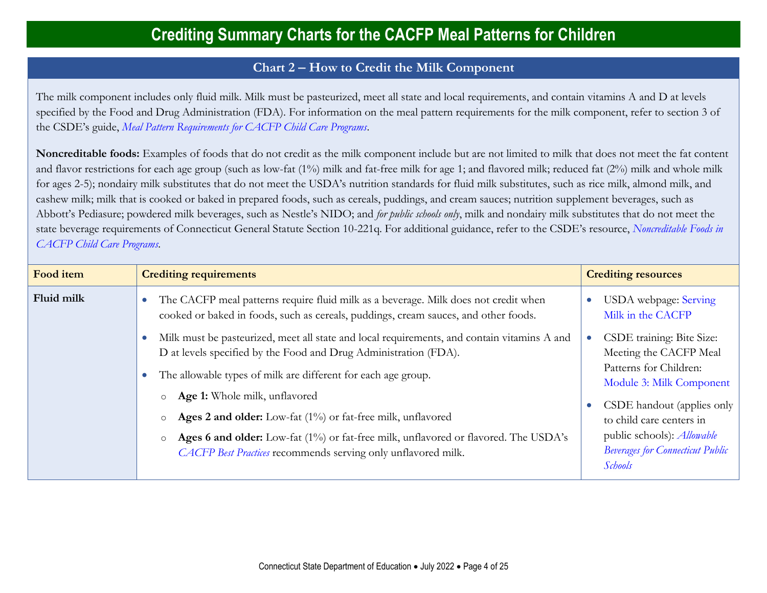# Crediting Summary Charts for the CACFP Meal Patterns for Children

## Chart 2 – How to Credit the Milk Component

The milk component includes only fluid milk. Milk must be pasteurized, meet all state and local requirements, and contain vitamins A and D at levels specified by the Food and Drug Administration (FDA). For information on the meal pattern requirements for the milk component, refer to section 3 of the CSDE's guide, *Meal Pattern Requirements for CACFP Child Care Programs*.

**Noncreditable foods:** Examples of foods that do not credit as the milk component include but are not limited to milk that does not meet the fat content and flavor restrictions for each age group (such as low-fat (1%) milk and fat-free milk for age 1; and flavored milk; reduced fat (2%) milk and whole milk for ages 2-5); nondairy milk substitutes that do not meet the USDA's nutrition standards for fluid milk substitutes, such as rice milk, almond milk, and cashew milk; milk that is cooked or baked in prepared foods, such as cereals, puddings, and cream sauces; nutrition supplement beverages, such as Abbott's Pediasure; powdered milk beverages, such as Nestle's NIDO; and *for public schools only*, milk and nondairy milk substitutes that do not meet the state beverage requirements of Connecticut General Statute Section 10-221q. For additional guidance, refer to the CSDE's resource, *Noncreditable Foods in CACFP Child Care Programs*.

| Food item | Crediting requirements | Crediting resources |
|---|---|---|
| **Fluid milk** | • The CACFP meal patterns require fluid milk as a beverage. Milk does not credit when cooked or baked in foods, such as cereals, puddings, cream sauces, and other foods.<br>• Milk must be pasteurized, meet all state and local requirements, and contain vitamins A and D at levels specified by the Food and Drug Administration (FDA).<br>• The allowable types of milk are different for each age group.<br>  ○ **Age 1:** Whole milk, unflavored<br>  ○ **Ages 2 and older:** Low-fat (1%) or fat-free milk, unflavored<br>  ○ **Ages 6 and older:** Low-fat (1%) or fat-free milk, unflavored or flavored. The USDA's *CACFP Best Practices* recommends serving only unflavored milk. | • USDA webpage: Serving Milk in the CACFP<br>• CSDE training: Bite Size: Meeting the CACFP Meal Patterns for Children: Module 3: Milk Component<br>• CSDE handout (applies only to child care centers in public schools): *Allowable Beverages for Connecticut Public Schools* |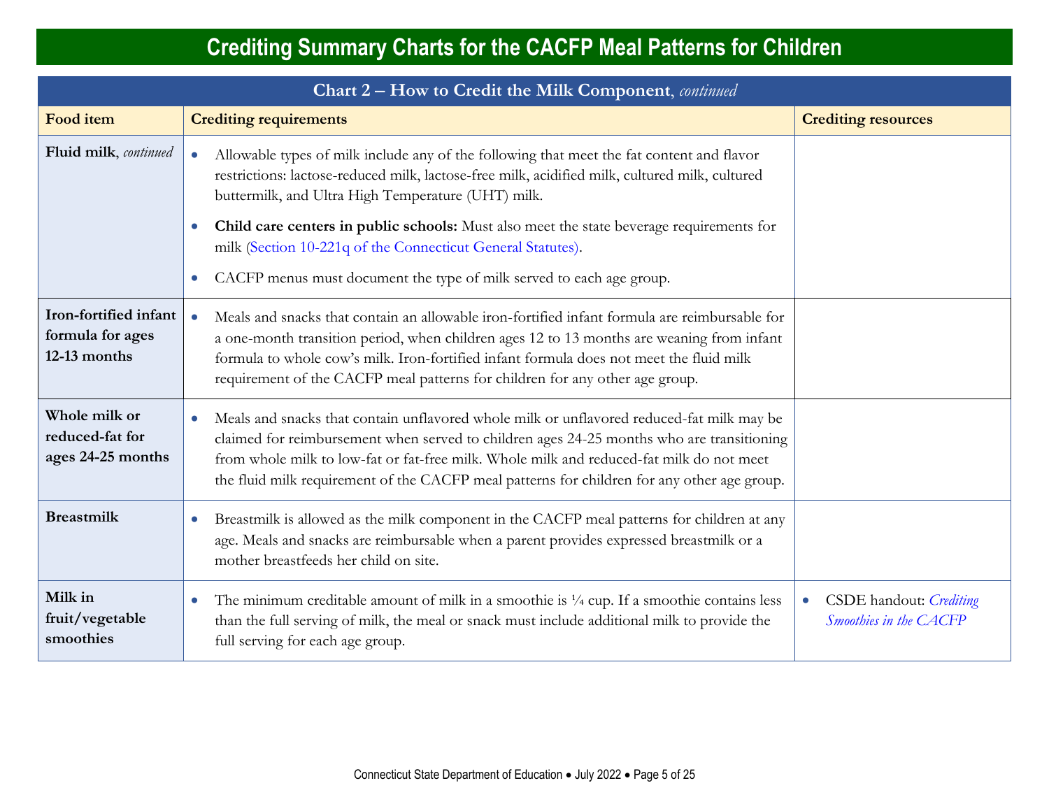# Crediting Summary Charts for the CACFP Meal Patterns for Children

| Chart 2 – How to Credit the Milk Component, *continued* | | |
|---|---|---|
| **Food item** | **Crediting requirements** | **Crediting resources** |
| **Fluid milk**, *continued* | • Allowable types of milk include any of the following that meet the fat content and flavor restrictions: lactose-reduced milk, lactose-free milk, acidified milk, cultured milk, cultured buttermilk, and Ultra High Temperature (UHT) milk.<br>• **Child care centers in public schools:** Must also meet the state beverage requirements for milk (Section 10-221q of the Connecticut General Statutes).<br>• CACFP menus must document the type of milk served to each age group. | |
| **Iron-fortified infant formula for ages 12-13 months** | • Meals and snacks that contain an allowable iron-fortified infant formula are reimbursable for a one-month transition period, when children ages 12 to 13 months are weaning from infant formula to whole cow's milk. Iron-fortified infant formula does not meet the fluid milk requirement of the CACFP meal patterns for children for any other age group. | |
| **Whole milk or reduced-fat for ages 24-25 months** | • Meals and snacks that contain unflavored whole milk or unflavored reduced-fat milk may be claimed for reimbursement when served to children ages 24-25 months who are transitioning from whole milk to low-fat or fat-free milk. Whole milk and reduced-fat milk do not meet the fluid milk requirement of the CACFP meal patterns for children for any other age group. | |
| **Breastmilk** | • Breastmilk is allowed as the milk component in the CACFP meal patterns for children at any age. Meals and snacks are reimbursable when a parent provides expressed breastmilk or a mother breastfeeds her child on site. | |
| **Milk in fruit/vegetable smoothies** | • The minimum creditable amount of milk in a smoothie is ¼ cup. If a smoothie contains less than the full serving of milk, the meal or snack must include additional milk to provide the full serving for each age group. | • CSDE handout: *Crediting Smoothies in the CACFP* |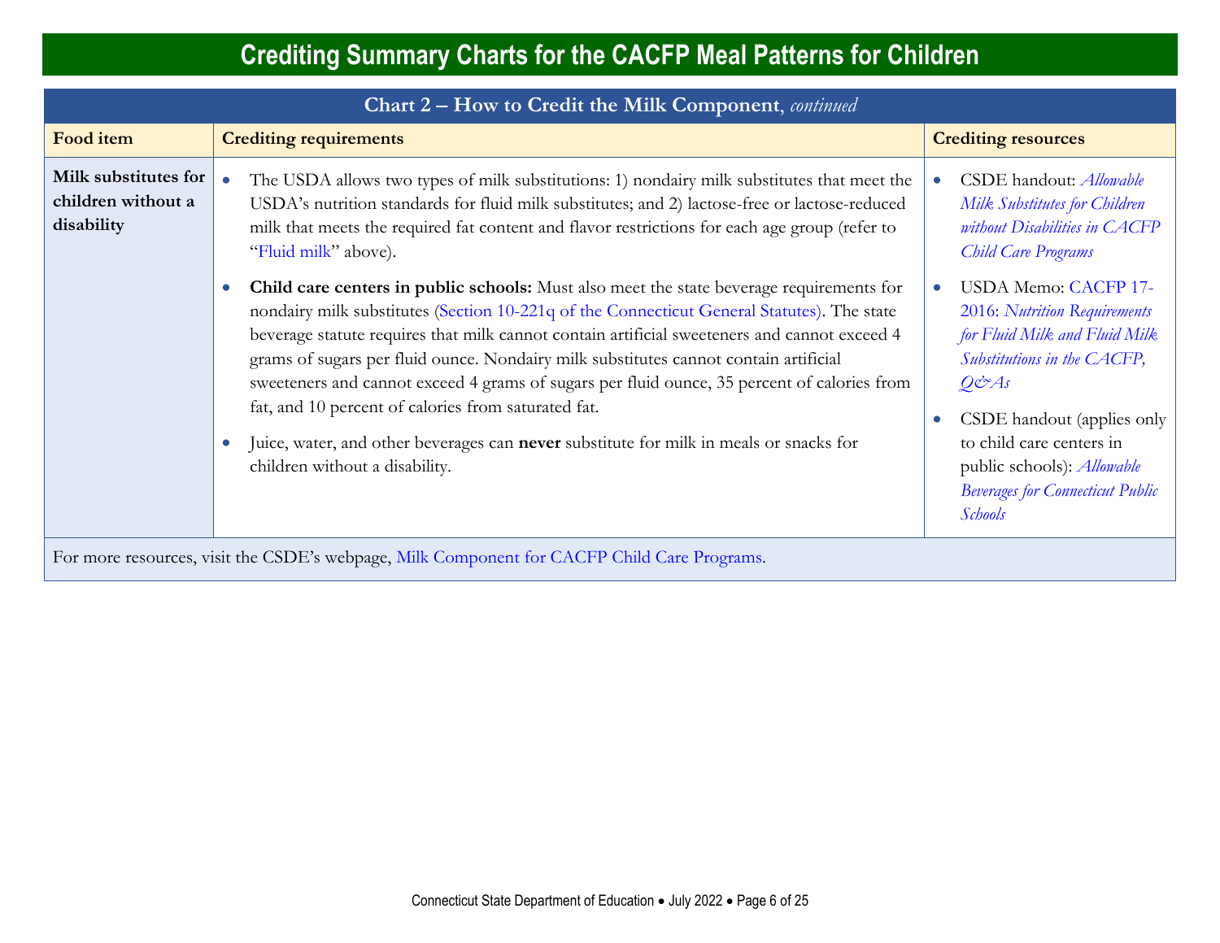# Crediting Summary Charts for the CACFP Meal Patterns for Children

| Chart 2 – How to Credit the Milk Component, *continued* | | |
|---|---|---|
| **Food item** | **Crediting requirements** | **Crediting resources** |
| **Milk substitutes for children without a disability** | • The USDA allows two types of milk substitutions: 1) nondairy milk substitutes that meet the USDA's nutrition standards for fluid milk substitutes; and 2) lactose-free or lactose-reduced milk that meets the required fat content and flavor restrictions for each age group (refer to "Fluid milk" above).<br>• **Child care centers in public schools:** Must also meet the state beverage requirements for nondairy milk substitutes (Section 10-221q of the Connecticut General Statutes). The state beverage statute requires that milk cannot contain artificial sweeteners and cannot exceed 4 grams of sugars per fluid ounce. Nondairy milk substitutes cannot contain artificial sweeteners and cannot exceed 4 grams of sugars per fluid ounce, 35 percent of calories from fat, and 10 percent of calories from saturated fat.<br>• Juice, water, and other beverages can **never** substitute for milk in meals or snacks for children without a disability. | • CSDE handout: *Allowable Milk Substitutes for Children without Disabilities in CACFP Child Care Programs*<br>• USDA Memo: CACFP 17-2016: *Nutrition Requirements for Fluid Milk and Fluid Milk Substitutions in the CACFP, Q&As*<br>• CSDE handout (applies only to child care centers in public schools): *Allowable Beverages for Connecticut Public Schools* |
| For more resources, visit the CSDE's webpage, Milk Component for CACFP Child Care Programs. | | |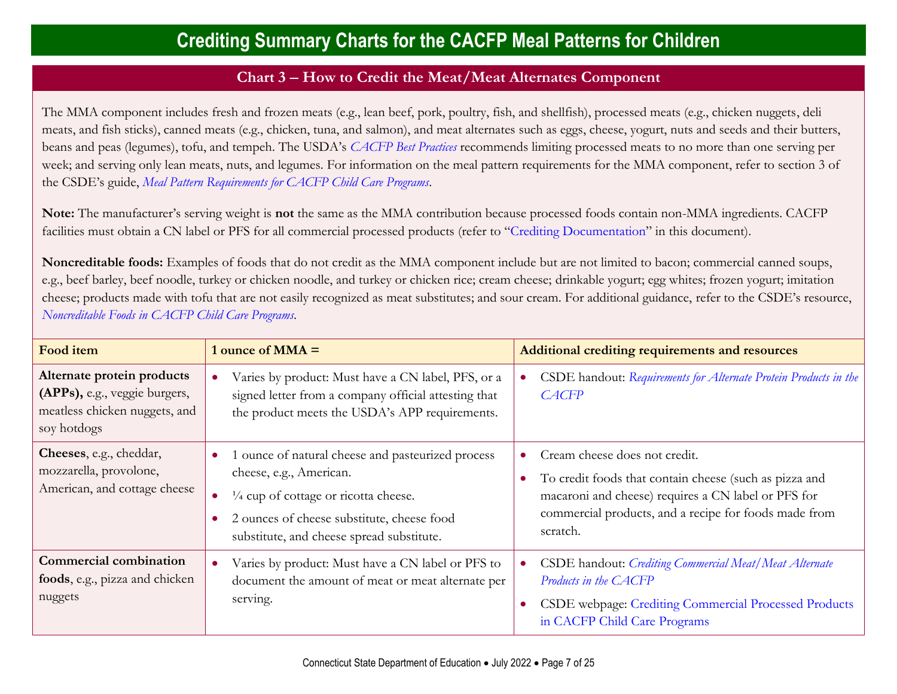# Crediting Summary Charts for the CACFP Meal Patterns for Children

## Chart 3 – How to Credit the Meat/Meat Alternates Component

The MMA component includes fresh and frozen meats (e.g., lean beef, pork, poultry, fish, and shellfish), processed meats (e.g., chicken nuggets, deli meats, and fish sticks), canned meats (e.g., chicken, tuna, and salmon), and meat alternates such as eggs, cheese, yogurt, nuts and seeds and their butters, beans and peas (legumes), tofu, and tempeh. The USDA's *CACFP Best Practices* recommends limiting processed meats to no more than one serving per week; and serving only lean meats, nuts, and legumes. For information on the meal pattern requirements for the MMA component, refer to section 3 of the CSDE's guide, *Meal Pattern Requirements for CACFP Child Care Programs*.

**Note:** The manufacturer's serving weight is **not** the same as the MMA contribution because processed foods contain non-MMA ingredients. CACFP facilities must obtain a CN label or PFS for all commercial processed products (refer to "Crediting Documentation" in this document).

**Noncreditable foods:** Examples of foods that do not credit as the MMA component include but are not limited to bacon; commercial canned soups, e.g., beef barley, beef noodle, turkey or chicken noodle, and turkey or chicken rice; cream cheese; drinkable yogurt; egg whites; frozen yogurt; imitation cheese; products made with tofu that are not easily recognized as meat substitutes; and sour cream. For additional guidance, refer to the CSDE's resource, *Noncreditable Foods in CACFP Child Care Programs*.

| Food item | 1 ounce of MMA = | Additional crediting requirements and resources |
|---|---|---|
| **Alternate protein products (APPs),** e.g., veggie burgers, meatless chicken nuggets, and soy hotdogs | • Varies by product: Must have a CN label, PFS, or a signed letter from a company official attesting that the product meets the USDA's APP requirements. | • CSDE handout: *Requirements for Alternate Protein Products in the CACFP* |
| **Cheeses**, e.g., cheddar, mozzarella, provolone, American, and cottage cheese | • 1 ounce of natural cheese and pasteurized process cheese, e.g., American.<br>• ¼ cup of cottage or ricotta cheese.<br>• 2 ounces of cheese substitute, cheese food substitute, and cheese spread substitute. | • Cream cheese does not credit.<br>• To credit foods that contain cheese (such as pizza and macaroni and cheese) requires a CN label or PFS for commercial products, and a recipe for foods made from scratch. |
| **Commercial combination foods**, e.g., pizza and chicken nuggets | • Varies by product: Must have a CN label or PFS to document the amount of meat or meat alternate per serving. | • CSDE handout: *Crediting Commercial Meat/Meat Alternate Products in the CACFP*<br>• CSDE webpage: Crediting Commercial Processed Products in CACFP Child Care Programs |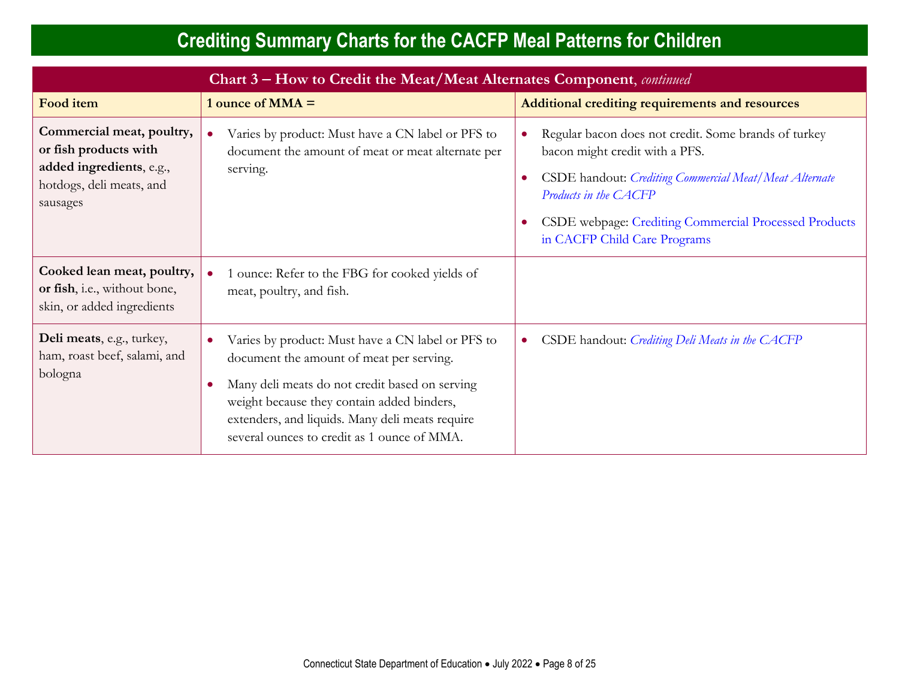# Crediting Summary Charts for the CACFP Meal Patterns for Children

| Chart 3 – How to Credit the Meat/Meat Alternates Component, *continued* | | |
|---|---|---|
| **Food item** | **1 ounce of MMA =** | **Additional crediting requirements and resources** |
| **Commercial meat, poultry, or fish products with added ingredients**, e.g., hotdogs, deli meats, and sausages | • Varies by product: Must have a CN label or PFS to document the amount of meat or meat alternate per serving. | • Regular bacon does not credit. Some brands of turkey bacon might credit with a PFS. <br> • CSDE handout: *Crediting Commercial Meat/Meat Alternate Products in the CACFP* <br> • CSDE webpage: Crediting Commercial Processed Products in CACFP Child Care Programs |
| **Cooked lean meat, poultry, or fish**, i.e., without bone, skin, or added ingredients | • 1 ounce: Refer to the FBG for cooked yields of meat, poultry, and fish. | |
| **Deli meats**, e.g., turkey, ham, roast beef, salami, and bologna | • Varies by product: Must have a CN label or PFS to document the amount of meat per serving. <br> • Many deli meats do not credit based on serving weight because they contain added binders, extenders, and liquids. Many deli meats require several ounces to credit as 1 ounce of MMA. | • CSDE handout: *Crediting Deli Meats in the CACFP* |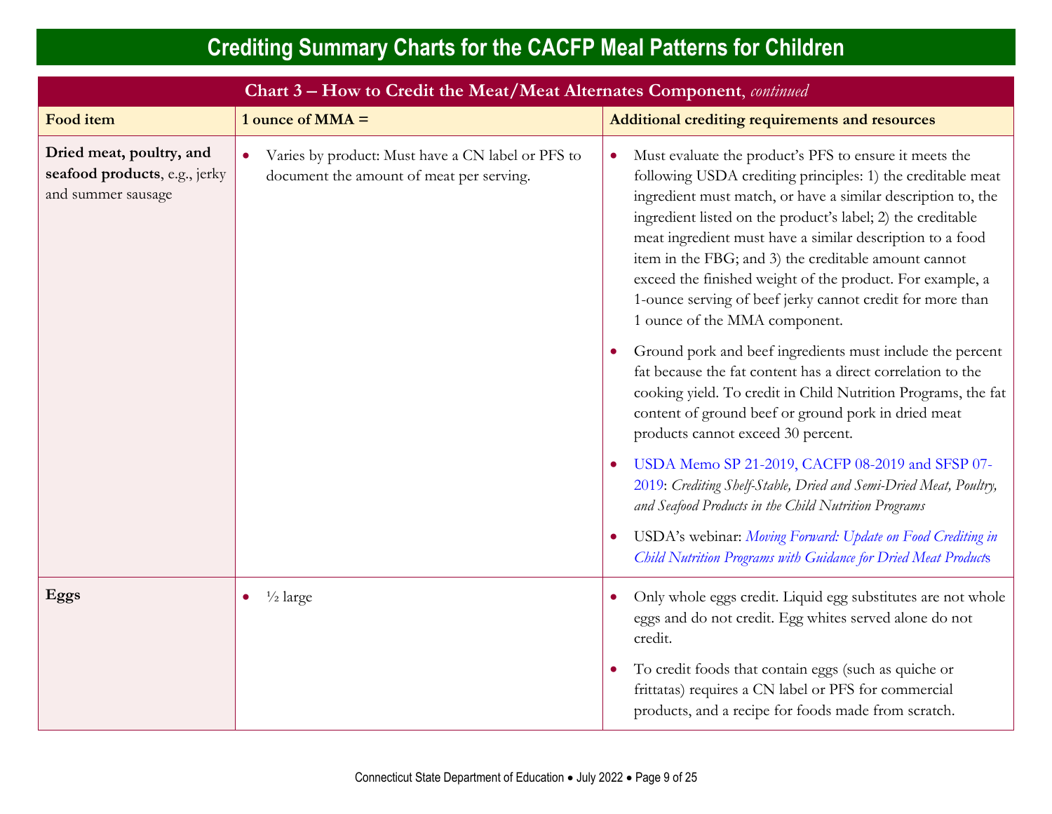# Crediting Summary Charts for the CACFP Meal Patterns for Children

| Chart 3 – How to Credit the Meat/Meat Alternates Component, *continued* | | |
|---|---|---|
| **Food item** | **1 ounce of MMA =** | **Additional crediting requirements and resources** |
| **Dried meat, poultry, and seafood products**, e.g., jerky and summer sausage | • Varies by product: Must have a CN label or PFS to document the amount of meat per serving. | • Must evaluate the product's PFS to ensure it meets the following USDA crediting principles: 1) the creditable meat ingredient must match, or have a similar description to, the ingredient listed on the product's label; 2) the creditable meat ingredient must have a similar description to a food item in the FBG; and 3) the creditable amount cannot exceed the finished weight of the product. For example, a 1-ounce serving of beef jerky cannot credit for more than 1 ounce of the MMA component. <br> • Ground pork and beef ingredients must include the percent fat because the fat content has a direct correlation to the cooking yield. To credit in Child Nutrition Programs, the fat content of ground beef or ground pork in dried meat products cannot exceed 30 percent. <br> • USDA Memo SP 21-2019, CACFP 08-2019 and SFSP 07-2019: *Crediting Shelf-Stable, Dried and Semi-Dried Meat, Poultry, and Seafood Products in the Child Nutrition Programs* <br> • USDA's webinar: *Moving Forward: Update on Food Crediting in Child Nutrition Programs with Guidance for Dried Meat Products* |
| **Eggs** | • ½ large | • Only whole eggs credit. Liquid egg substitutes are not whole eggs and do not credit. Egg whites served alone do not credit. <br> • To credit foods that contain eggs (such as quiche or frittatas) requires a CN label or PFS for commercial products, and a recipe for foods made from scratch. |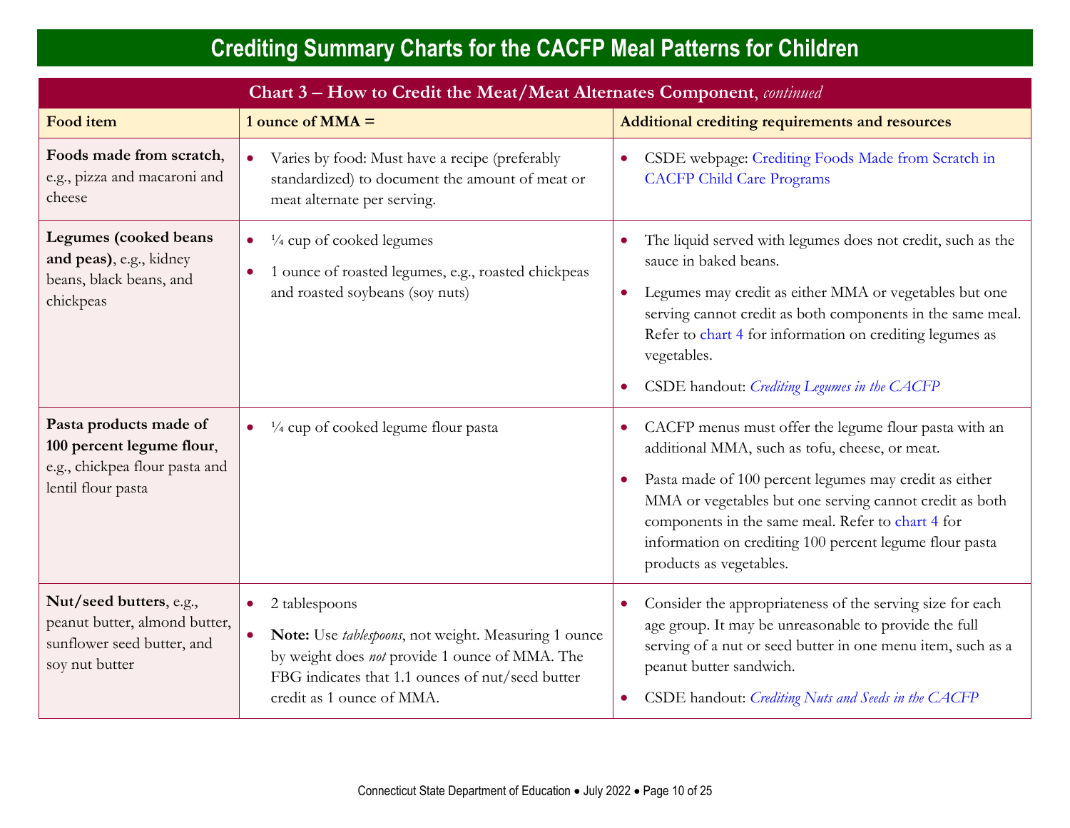# Crediting Summary Charts for the CACFP Meal Patterns for Children

| Chart 3 – How to Credit the Meat/Meat Alternates Component, *continued* | | |
|---|---|---|
| **Food item** | **1 ounce of MMA =** | **Additional crediting requirements and resources** |
| **Foods made from scratch**, e.g., pizza and macaroni and cheese | • Varies by food: Must have a recipe (preferably standardized) to document the amount of meat or meat alternate per serving. | • CSDE webpage: Crediting Foods Made from Scratch in CACFP Child Care Programs |
| **Legumes (cooked beans and peas)**, e.g., kidney beans, black beans, and chickpeas | • ¼ cup of cooked legumes<br>• 1 ounce of roasted legumes, e.g., roasted chickpeas and roasted soybeans (soy nuts) | • The liquid served with legumes does not credit, such as the sauce in baked beans.<br>• Legumes may credit as either MMA or vegetables but one serving cannot credit as both components in the same meal. Refer to chart 4 for information on crediting legumes as vegetables.<br>• CSDE handout: *Crediting Legumes in the CACFP* |
| **Pasta products made of 100 percent legume flour**, e.g., chickpea flour pasta and lentil flour pasta | • ¼ cup of cooked legume flour pasta | • CACFP menus must offer the legume flour pasta with an additional MMA, such as tofu, cheese, or meat.<br>• Pasta made of 100 percent legumes may credit as either MMA or vegetables but one serving cannot credit as both components in the same meal. Refer to chart 4 for information on crediting 100 percent legume flour pasta products as vegetables. |
| **Nut/seed butters**, e.g., peanut butter, almond butter, sunflower seed butter, and soy nut butter | • 2 tablespoons<br>• **Note:** Use *tablespoons*, not weight. Measuring 1 ounce by weight does *not* provide 1 ounce of MMA. The FBG indicates that 1.1 ounces of nut/seed butter credit as 1 ounce of MMA. | • Consider the appropriateness of the serving size for each age group. It may be unreasonable to provide the full serving of a nut or seed butter in one menu item, such as a peanut butter sandwich.<br>• CSDE handout: *Crediting Nuts and Seeds in the CACFP* |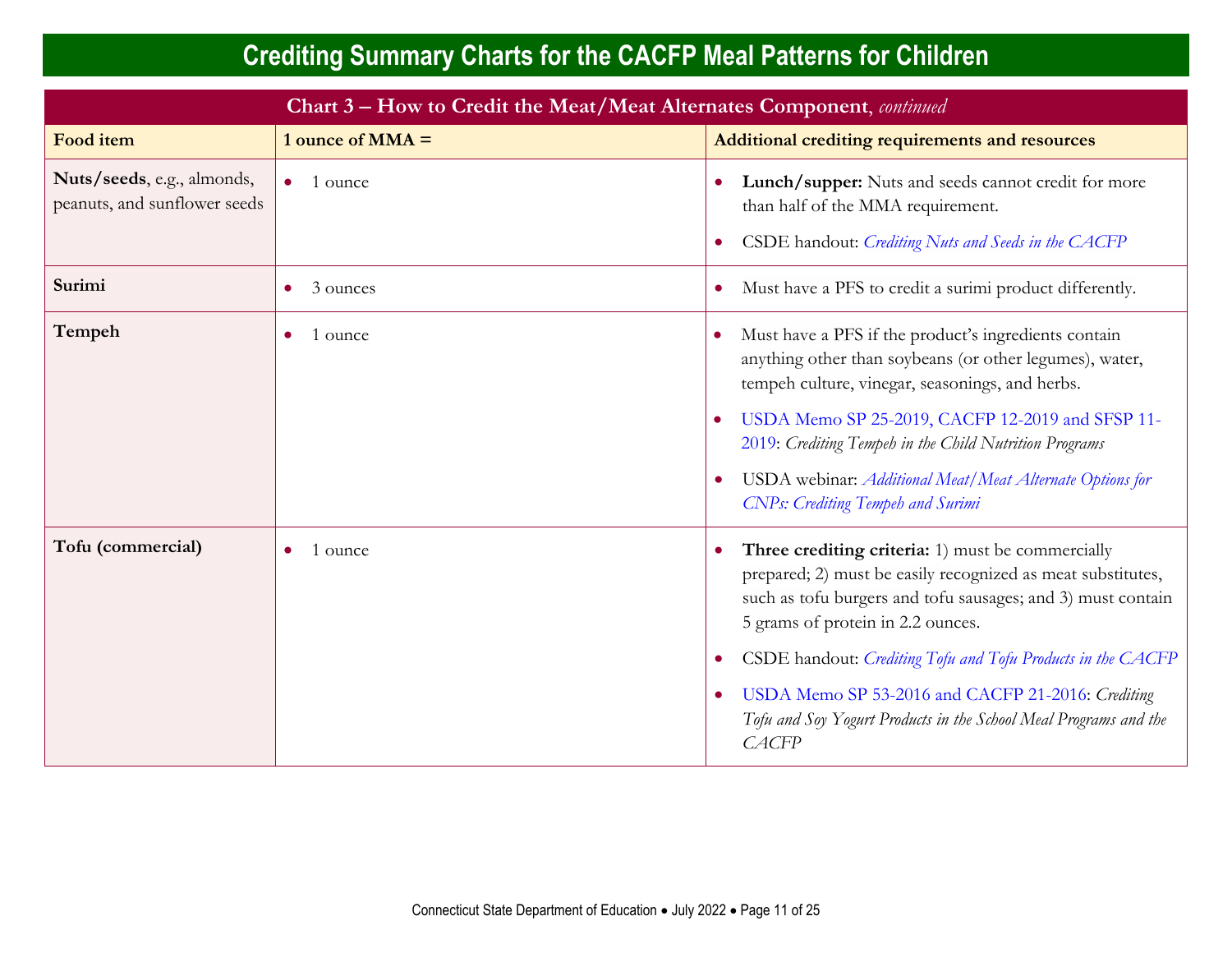# Crediting Summary Charts for the CACFP Meal Patterns for Children

| Chart 3 – How to Credit the Meat/Meat Alternates Component, *continued* | | |
|---|---|---|
| **Food item** | **1 ounce of MMA =** | **Additional crediting requirements and resources** |
| **Nuts/seeds**, e.g., almonds, peanuts, and sunflower seeds | • 1 ounce | • **Lunch/supper:** Nuts and seeds cannot credit for more than half of the MMA requirement.<br>• CSDE handout: *Crediting Nuts and Seeds in the CACFP* |
| **Surimi** | • 3 ounces | • Must have a PFS to credit a surimi product differently. |
| **Tempeh** | • 1 ounce | • Must have a PFS if the product's ingredients contain anything other than soybeans (or other legumes), water, tempeh culture, vinegar, seasonings, and herbs.<br>• USDA Memo SP 25-2019, CACFP 12-2019 and SFSP 11-2019: *Crediting Tempeh in the Child Nutrition Programs*<br>• USDA webinar: *Additional Meat/Meat Alternate Options for CNPs: Crediting Tempeh and Surimi* |
| **Tofu (commercial)** | • 1 ounce | • **Three crediting criteria:** 1) must be commercially prepared; 2) must be easily recognized as meat substitutes, such as tofu burgers and tofu sausages; and 3) must contain 5 grams of protein in 2.2 ounces.<br>• CSDE handout: *Crediting Tofu and Tofu Products in the CACFP*<br>• USDA Memo SP 53-2016 and CACFP 21-2016: *Crediting Tofu and Soy Yogurt Products in the School Meal Programs and the CACFP* |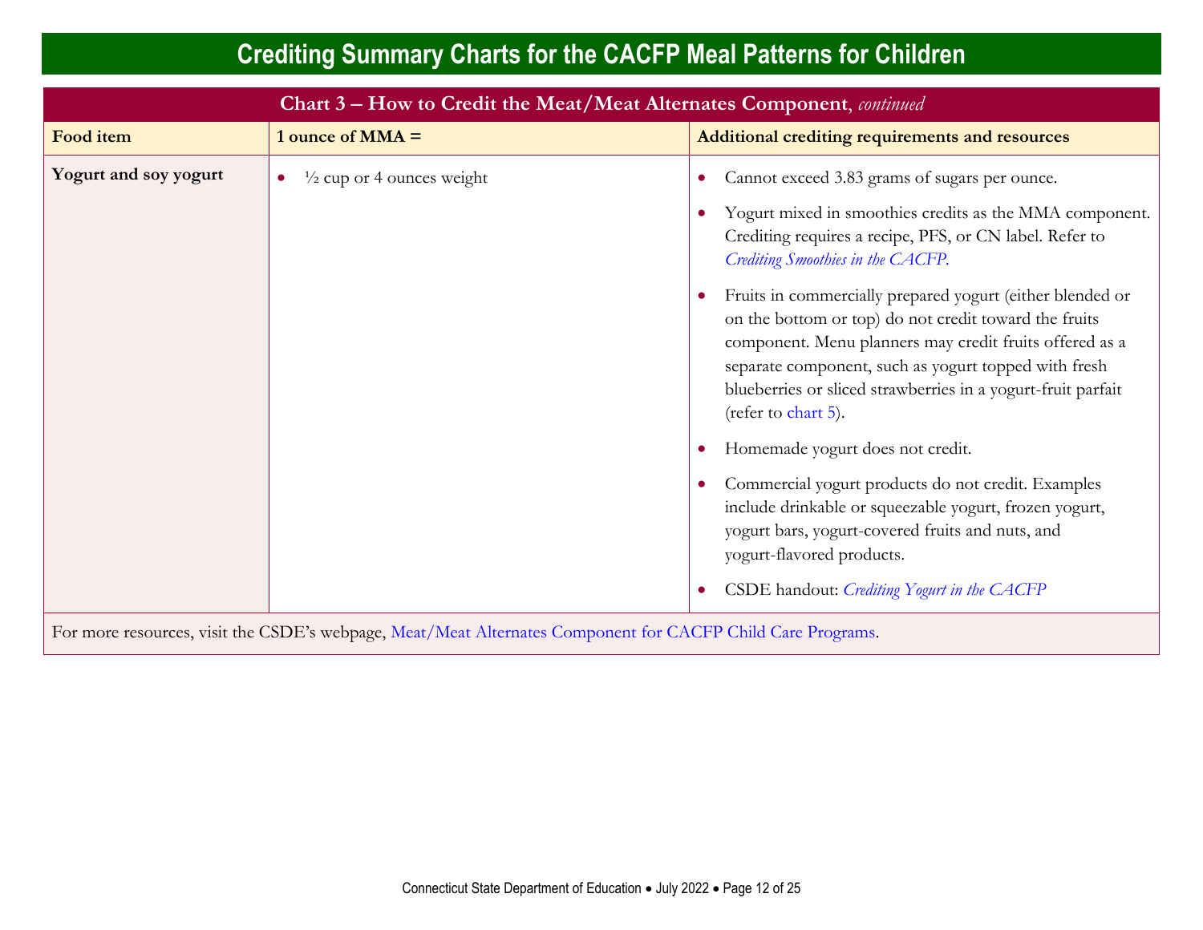# Crediting Summary Charts for the CACFP Meal Patterns for Children

| Chart 3 – How to Credit the Meat/Meat Alternates Component, *continued* | | |
|---|---|---|
| **Food item** | **1 ounce of MMA =** | **Additional crediting requirements and resources** |
| **Yogurt and soy yogurt** | • ½ cup or 4 ounces weight | • Cannot exceed 3.83 grams of sugars per ounce.<br>• Yogurt mixed in smoothies credits as the MMA component. Crediting requires a recipe, PFS, or CN label. Refer to *Crediting Smoothies in the CACFP.*<br>• Fruits in commercially prepared yogurt (either blended or on the bottom or top) do not credit toward the fruits component. Menu planners may credit fruits offered as a separate component, such as yogurt topped with fresh blueberries or sliced strawberries in a yogurt-fruit parfait (refer to chart 5).<br>• Homemade yogurt does not credit.<br>• Commercial yogurt products do not credit. Examples include drinkable or squeezable yogurt, frozen yogurt, yogurt bars, yogurt-covered fruits and nuts, and yogurt-flavored products.<br>• CSDE handout: *Crediting Yogurt in the CACFP* |
| For more resources, visit the CSDE's webpage, Meat/Meat Alternates Component for CACFP Child Care Programs. | | |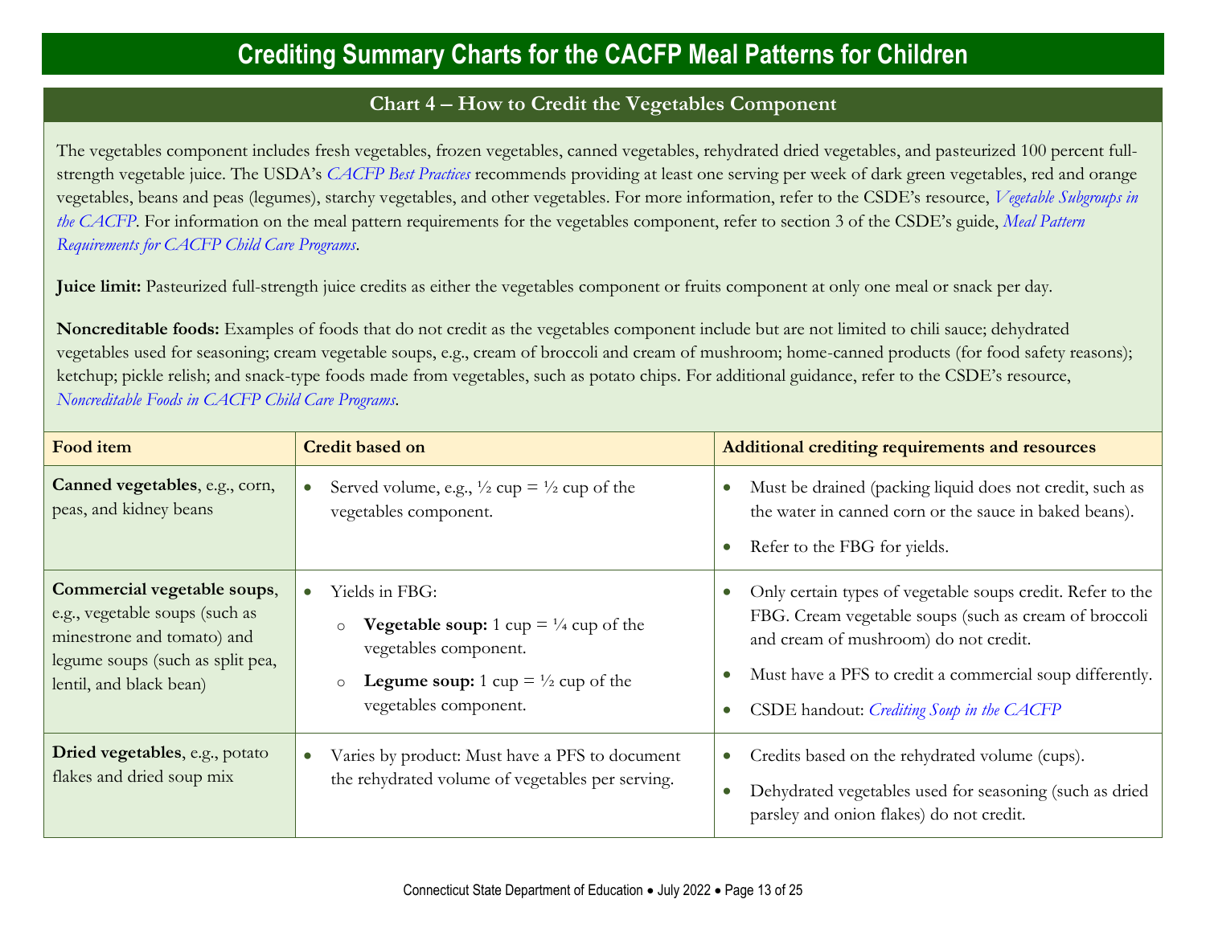# Crediting Summary Charts for the CACFP Meal Patterns for Children

## Chart 4 – How to Credit the Vegetables Component

The vegetables component includes fresh vegetables, frozen vegetables, canned vegetables, rehydrated dried vegetables, and pasteurized 100 percent full-strength vegetable juice. The USDA's *CACFP Best Practices* recommends providing at least one serving per week of dark green vegetables, red and orange vegetables, beans and peas (legumes), starchy vegetables, and other vegetables. For more information, refer to the CSDE's resource, *Vegetable Subgroups in the CACFP*. For information on the meal pattern requirements for the vegetables component, refer to section 3 of the CSDE's guide, *Meal Pattern Requirements for CACFP Child Care Programs*.

**Juice limit:** Pasteurized full-strength juice credits as either the vegetables component or fruits component at only one meal or snack per day.

**Noncreditable foods:** Examples of foods that do not credit as the vegetables component include but are not limited to chili sauce; dehydrated vegetables used for seasoning; cream vegetable soups, e.g., cream of broccoli and cream of mushroom; home-canned products (for food safety reasons); ketchup; pickle relish; and snack-type foods made from vegetables, such as potato chips. For additional guidance, refer to the CSDE's resource, *Noncreditable Foods in CACFP Child Care Programs*.

| Food item | Credit based on | Additional crediting requirements and resources |
|---|---|---|
| **Canned vegetables**, e.g., corn, peas, and kidney beans | • Served volume, e.g., ½ cup = ½ cup of the vegetables component. | • Must be drained (packing liquid does not credit, such as the water in canned corn or the sauce in baked beans).<br>• Refer to the FBG for yields. |
| **Commercial vegetable soups**, e.g., vegetable soups (such as minestrone and tomato) and legume soups (such as split pea, lentil, and black bean) | • Yields in FBG:<br>○ **Vegetable soup:** 1 cup = ¼ cup of the vegetables component.<br>○ **Legume soup:** 1 cup = ½ cup of the vegetables component. | • Only certain types of vegetable soups credit. Refer to the FBG. Cream vegetable soups (such as cream of broccoli and cream of mushroom) do not credit.<br>• Must have a PFS to credit a commercial soup differently.<br>• CSDE handout: *Crediting Soup in the CACFP* |
| **Dried vegetables**, e.g., potato flakes and dried soup mix | • Varies by product: Must have a PFS to document the rehydrated volume of vegetables per serving. | • Credits based on the rehydrated volume (cups).<br>• Dehydrated vegetables used for seasoning (such as dried parsley and onion flakes) do not credit. |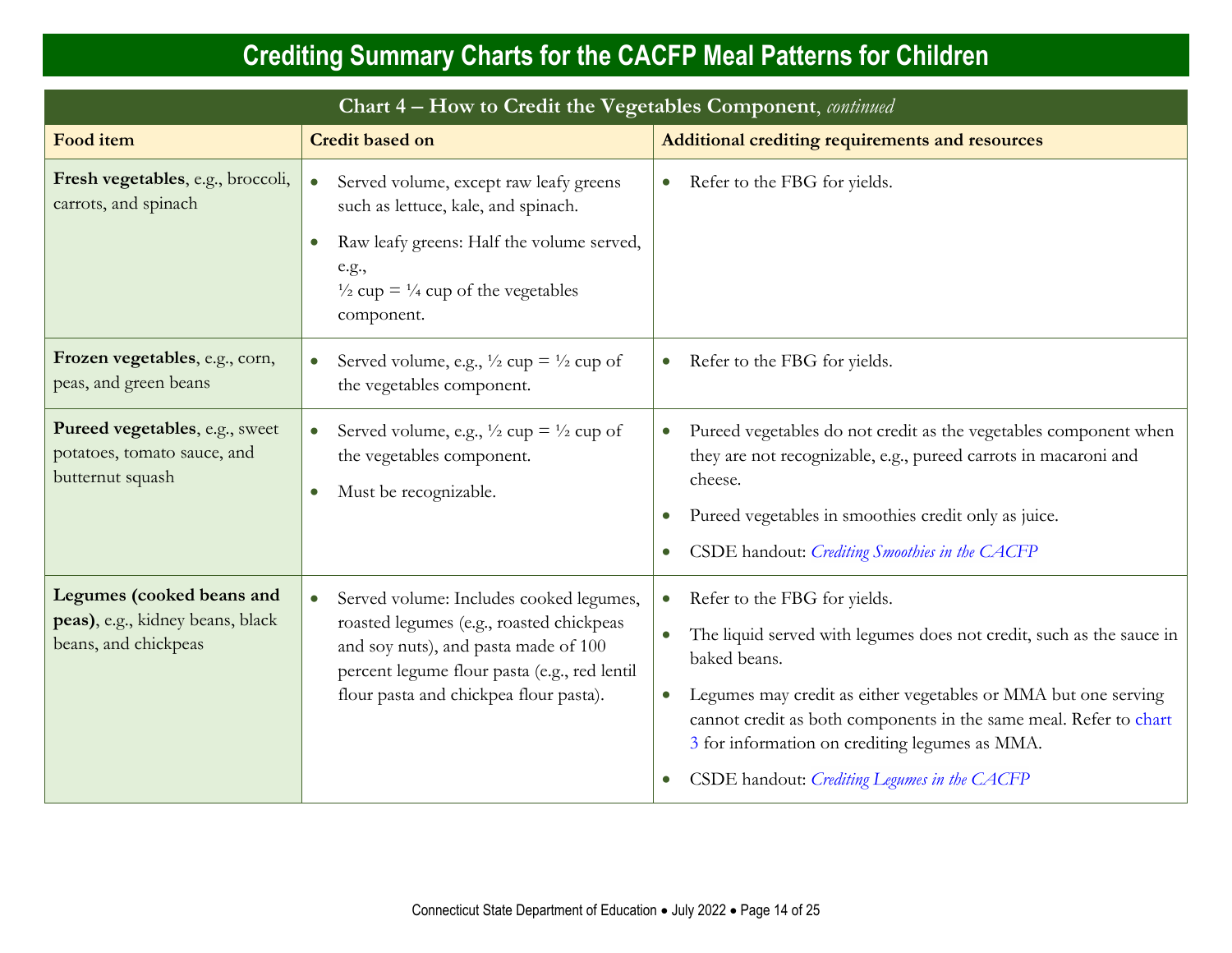# Crediting Summary Charts for the CACFP Meal Patterns for Children

| Chart 4 – How to Credit the Vegetables Component, *continued* | | |
|---|---|---|
| **Food item** | **Credit based on** | **Additional crediting requirements and resources** |
| **Fresh vegetables**, e.g., broccoli, carrots, and spinach | • Served volume, except raw leafy greens such as lettuce, kale, and spinach.<br>• Raw leafy greens: Half the volume served, e.g., ½ cup = ¼ cup of the vegetables component. | • Refer to the FBG for yields. |
| **Frozen vegetables**, e.g., corn, peas, and green beans | • Served volume, e.g., ½ cup = ½ cup of the vegetables component. | • Refer to the FBG for yields. |
| **Pureed vegetables**, e.g., sweet potatoes, tomato sauce, and butternut squash | • Served volume, e.g., ½ cup = ½ cup of the vegetables component.<br>• Must be recognizable. | • Pureed vegetables do not credit as the vegetables component when they are not recognizable, e.g., pureed carrots in macaroni and cheese.<br>• Pureed vegetables in smoothies credit only as juice.<br>• CSDE handout: *Crediting Smoothies in the CACFP* |
| **Legumes (cooked beans and peas)**, e.g., kidney beans, black beans, and chickpeas | • Served volume: Includes cooked legumes, roasted legumes (e.g., roasted chickpeas and soy nuts), and pasta made of 100 percent legume flour pasta (e.g., red lentil flour pasta and chickpea flour pasta). | • Refer to the FBG for yields.<br>• The liquid served with legumes does not credit, such as the sauce in baked beans.<br>• Legumes may credit as either vegetables or MMA but one serving cannot credit as both components in the same meal. Refer to chart 3 for information on crediting legumes as MMA.<br>• CSDE handout: *Crediting Legumes in the CACFP* |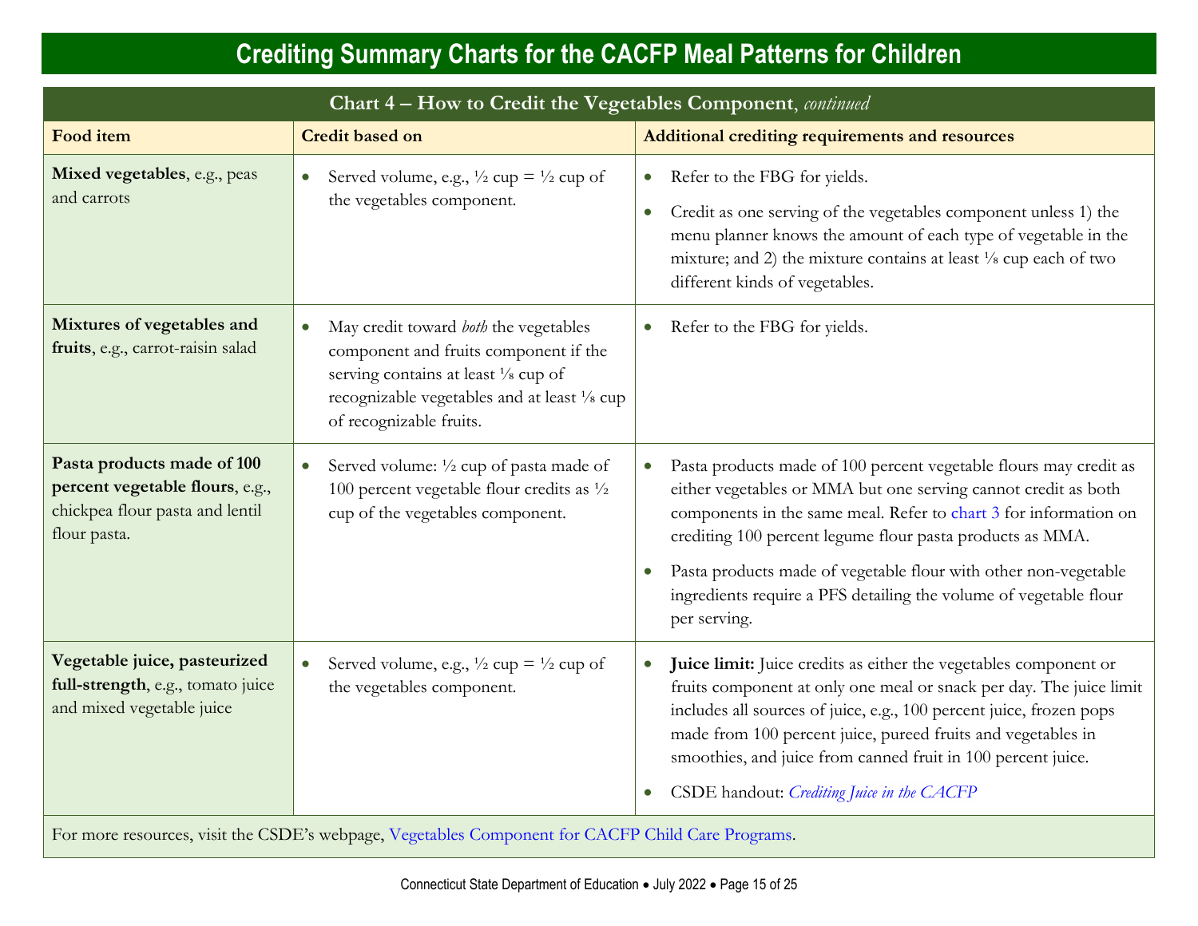# Crediting Summary Charts for the CACFP Meal Patterns for Children

| Chart 4 – How to Credit the Vegetables Component, *continued* | | |
|---|---|---|
| **Food item** | **Credit based on** | **Additional crediting requirements and resources** |
| **Mixed vegetables**, e.g., peas and carrots | • Served volume, e.g., ½ cup = ½ cup of the vegetables component. | • Refer to the FBG for yields.<br>• Credit as one serving of the vegetables component unless 1) the menu planner knows the amount of each type of vegetable in the mixture; and 2) the mixture contains at least ⅛ cup each of two different kinds of vegetables. |
| **Mixtures of vegetables and fruits**, e.g., carrot-raisin salad | • May credit toward *both* the vegetables component and fruits component if the serving contains at least ⅛ cup of recognizable vegetables and at least ⅛ cup of recognizable fruits. | • Refer to the FBG for yields. |
| **Pasta products made of 100 percent vegetable flours**, e.g., chickpea flour pasta and lentil flour pasta. | • Served volume: ½ cup of pasta made of 100 percent vegetable flour credits as ½ cup of the vegetables component. | • Pasta products made of 100 percent vegetable flours may credit as either vegetables or MMA but one serving cannot credit as both components in the same meal. Refer to chart 3 for information on crediting 100 percent legume flour pasta products as MMA.<br>• Pasta products made of vegetable flour with other non-vegetable ingredients require a PFS detailing the volume of vegetable flour per serving. |
| **Vegetable juice, pasteurized full-strength**, e.g., tomato juice and mixed vegetable juice | • Served volume, e.g., ½ cup = ½ cup of the vegetables component. | • **Juice limit:** Juice credits as either the vegetables component or fruits component at only one meal or snack per day. The juice limit includes all sources of juice, e.g., 100 percent juice, frozen pops made from 100 percent juice, pureed fruits and vegetables in smoothies, and juice from canned fruit in 100 percent juice.<br>• CSDE handout: *Crediting Juice in the CACFP* |

For more resources, visit the CSDE's webpage, Vegetables Component for CACFP Child Care Programs.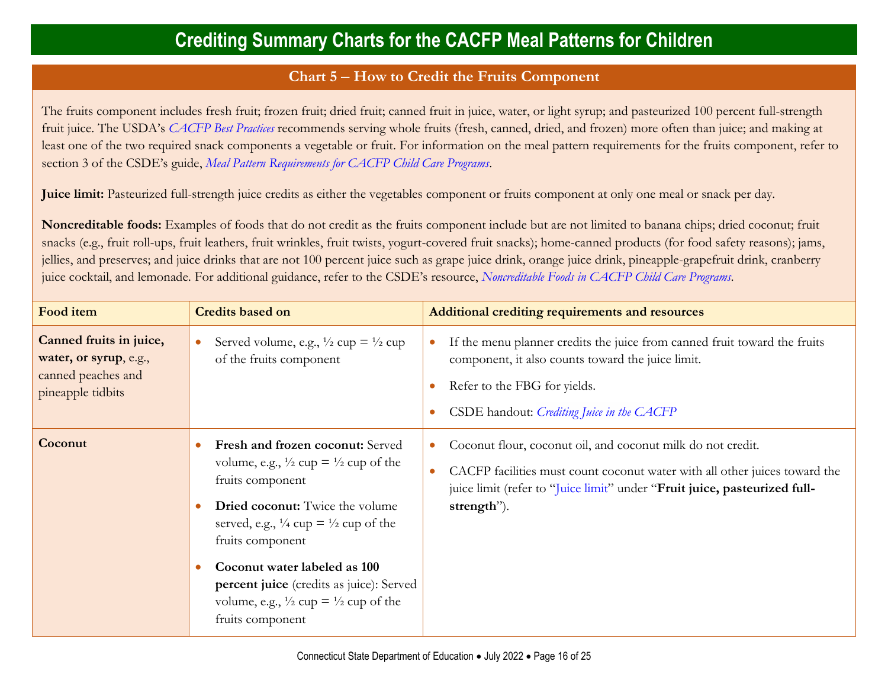# Crediting Summary Charts for the CACFP Meal Patterns for Children

## Chart 5 – How to Credit the Fruits Component

The fruits component includes fresh fruit; frozen fruit; dried fruit; canned fruit in juice, water, or light syrup; and pasteurized 100 percent full-strength fruit juice. The USDA's *CACFP Best Practices* recommends serving whole fruits (fresh, canned, dried, and frozen) more often than juice; and making at least one of the two required snack components a vegetable or fruit. For information on the meal pattern requirements for the fruits component, refer to section 3 of the CSDE's guide, *Meal Pattern Requirements for CACFP Child Care Programs*.

**Juice limit:** Pasteurized full-strength juice credits as either the vegetables component or fruits component at only one meal or snack per day.

**Noncreditable foods:** Examples of foods that do not credit as the fruits component include but are not limited to banana chips; dried coconut; fruit snacks (e.g., fruit roll-ups, fruit leathers, fruit wrinkles, fruit twists, yogurt-covered fruit snacks); home-canned products (for food safety reasons); jams, jellies, and preserves; and juice drinks that are not 100 percent juice such as grape juice drink, orange juice drink, pineapple-grapefruit drink, cranberry juice cocktail, and lemonade. For additional guidance, refer to the CSDE's resource, *Noncreditable Foods in CACFP Child Care Programs*.

| Food item | Credits based on | Additional crediting requirements and resources |
|---|---|---|
| **Canned fruits in juice, water, or syrup**, e.g., canned peaches and pineapple tidbits | • Served volume, e.g., ½ cup = ½ cup of the fruits component | • If the menu planner credits the juice from canned fruit toward the fruits component, it also counts toward the juice limit.<br>• Refer to the FBG for yields.<br>• CSDE handout: *Crediting Juice in the CACFP* |
| **Coconut** | • **Fresh and frozen coconut:** Served volume, e.g., ½ cup = ½ cup of the fruits component<br>• **Dried coconut:** Twice the volume served, e.g., ¼ cup = ½ cup of the fruits component<br>• **Coconut water labeled as 100 percent juice** (credits as juice): Served volume, e.g., ½ cup = ½ cup of the fruits component | • Coconut flour, coconut oil, and coconut milk do not credit.<br>• CACFP facilities must count coconut water with all other juices toward the juice limit (refer to "Juice limit" under "**Fruit juice, pasteurized full-strength**"). |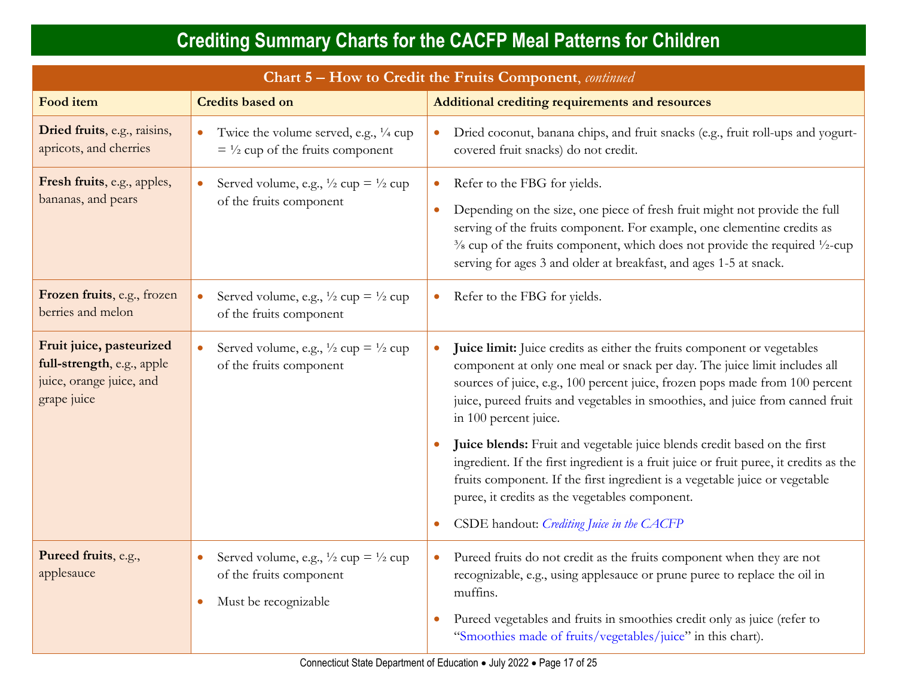# Crediting Summary Charts for the CACFP Meal Patterns for Children

| Chart 5 – How to Credit the Fruits Component, *continued* | | |
|---|---|---|
| **Food item** | **Credits based on** | **Additional crediting requirements and resources** |
| **Dried fruits**, e.g., raisins, apricots, and cherries | • Twice the volume served, e.g., ¼ cup = ½ cup of the fruits component | • Dried coconut, banana chips, and fruit snacks (e.g., fruit roll-ups and yogurt-covered fruit snacks) do not credit. |
| **Fresh fruits**, e.g., apples, bananas, and pears | • Served volume, e.g., ½ cup = ½ cup of the fruits component | • Refer to the FBG for yields.<br>• Depending on the size, one piece of fresh fruit might not provide the full serving of the fruits component. For example, one clementine credits as ⅜ cup of the fruits component, which does not provide the required ½-cup serving for ages 3 and older at breakfast, and ages 1-5 at snack. |
| **Frozen fruits**, e.g., frozen berries and melon | • Served volume, e.g., ½ cup = ½ cup of the fruits component | • Refer to the FBG for yields. |
| **Fruit juice, pasteurized full-strength**, e.g., apple juice, orange juice, and grape juice | • Served volume, e.g., ½ cup = ½ cup of the fruits component | • **Juice limit:** Juice credits as either the fruits component or vegetables component at only one meal or snack per day. The juice limit includes all sources of juice, e.g., 100 percent juice, frozen pops made from 100 percent juice, pureed fruits and vegetables in smoothies, and juice from canned fruit in 100 percent juice.<br>• **Juice blends:** Fruit and vegetable juice blends credit based on the first ingredient. If the first ingredient is a fruit juice or fruit puree, it credits as the fruits component. If the first ingredient is a vegetable juice or vegetable puree, it credits as the vegetables component.<br>• CSDE handout: *Crediting Juice in the CACFP* |
| **Pureed fruits**, e.g., applesauce | • Served volume, e.g., ½ cup = ½ cup of the fruits component<br>• Must be recognizable | • Pureed fruits do not credit as the fruits component when they are not recognizable, e.g., using applesauce or prune puree to replace the oil in muffins.<br>• Pureed vegetables and fruits in smoothies credit only as juice (refer to "Smoothies made of fruits/vegetables/juice" in this chart). |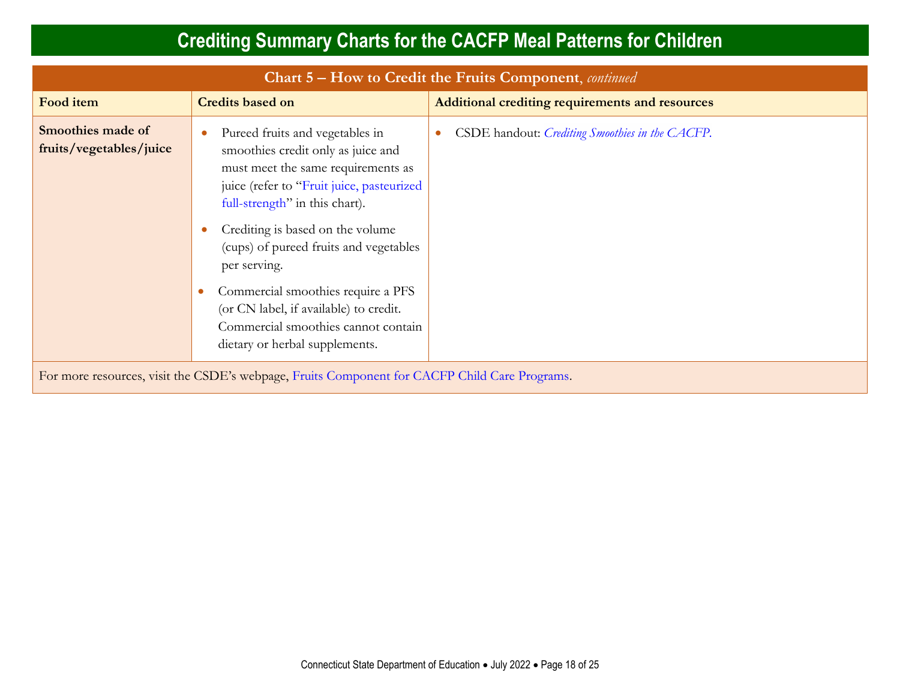# Crediting Summary Charts for the CACFP Meal Patterns for Children

| Chart 5 – How to Credit the Fruits Component, *continued* | | |
|---|---|---|
| **Food item** | **Credits based on** | **Additional crediting requirements and resources** |
| **Smoothies made of fruits/vegetables/juice** | • Pureed fruits and vegetables in smoothies credit only as juice and must meet the same requirements as juice (refer to "Fruit juice, pasteurized full-strength" in this chart). <br> • Crediting is based on the volume (cups) of pureed fruits and vegetables per serving. <br> • Commercial smoothies require a PFS (or CN label, if available) to credit. Commercial smoothies cannot contain dietary or herbal supplements. | • CSDE handout: *Crediting Smoothies in the CACFP.* |
| For more resources, visit the CSDE's webpage, Fruits Component for CACFP Child Care Programs. | | |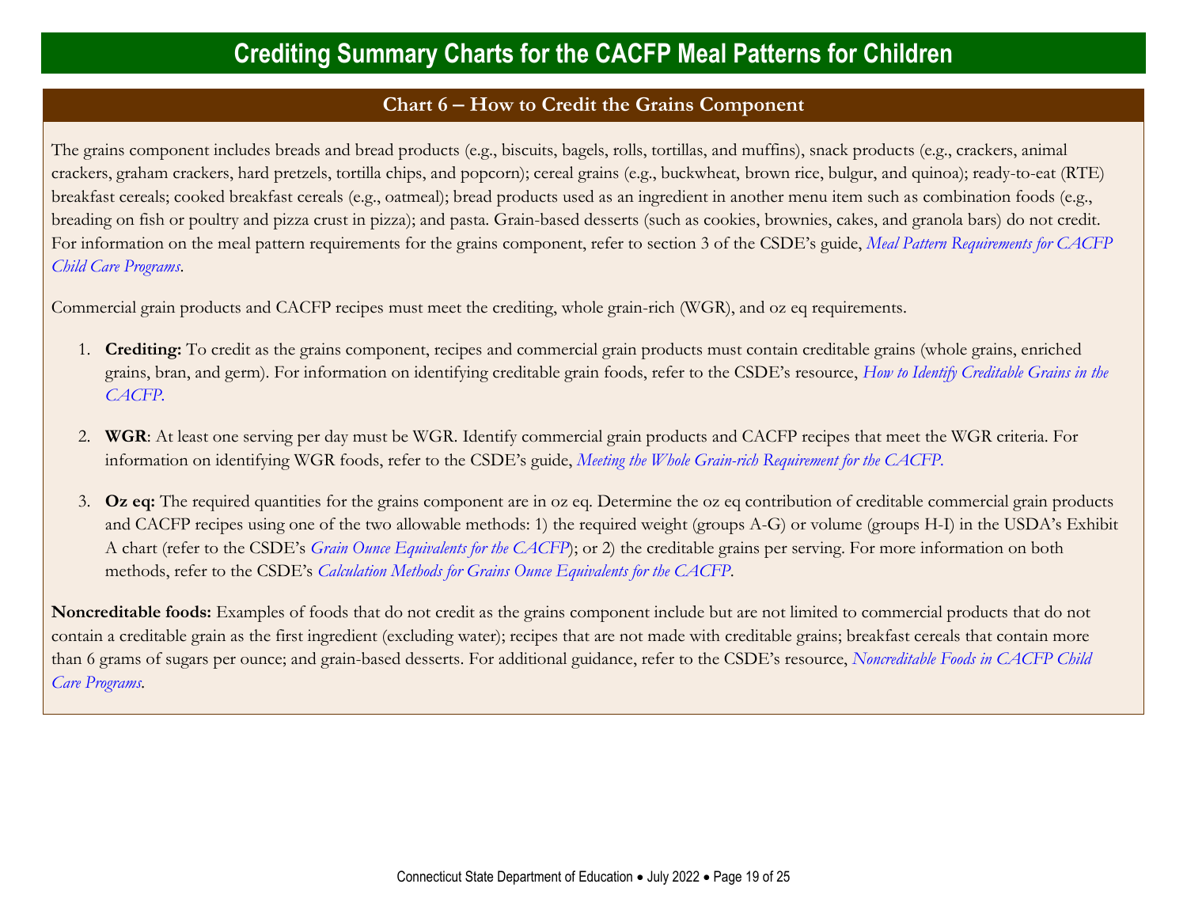# Crediting Summary Charts for the CACFP Meal Patterns for Children

## Chart 6 – How to Credit the Grains Component

The grains component includes breads and bread products (e.g., biscuits, bagels, rolls, tortillas, and muffins), snack products (e.g., crackers, animal crackers, graham crackers, hard pretzels, tortilla chips, and popcorn); cereal grains (e.g., buckwheat, brown rice, bulgur, and quinoa); ready-to-eat (RTE) breakfast cereals; cooked breakfast cereals (e.g., oatmeal); bread products used as an ingredient in another menu item such as combination foods (e.g., breading on fish or poultry and pizza crust in pizza); and pasta. Grain-based desserts (such as cookies, brownies, cakes, and granola bars) do not credit. For information on the meal pattern requirements for the grains component, refer to section 3 of the CSDE's guide, *Meal Pattern Requirements for CACFP Child Care Programs*.

Commercial grain products and CACFP recipes must meet the crediting, whole grain-rich (WGR), and oz eq requirements.

1. **Crediting:** To credit as the grains component, recipes and commercial grain products must contain creditable grains (whole grains, enriched grains, bran, and germ). For information on identifying creditable grain foods, refer to the CSDE's resource, *How to Identify Creditable Grains in the CACFP*.

2. **WGR**: At least one serving per day must be WGR. Identify commercial grain products and CACFP recipes that meet the WGR criteria. For information on identifying WGR foods, refer to the CSDE's guide, *Meeting the Whole Grain-rich Requirement for the CACFP*.

3. **Oz eq:** The required quantities for the grains component are in oz eq. Determine the oz eq contribution of creditable commercial grain products and CACFP recipes using one of the two allowable methods: 1) the required weight (groups A-G) or volume (groups H-I) in the USDA's Exhibit A chart (refer to the CSDE's *Grain Ounce Equivalents for the CACFP*); or 2) the creditable grains per serving. For more information on both methods, refer to the CSDE's *Calculation Methods for Grains Ounce Equivalents for the CACFP*.

**Noncreditable foods:** Examples of foods that do not credit as the grains component include but are not limited to commercial products that do not contain a creditable grain as the first ingredient (excluding water); recipes that are not made with creditable grains; breakfast cereals that contain more than 6 grams of sugars per ounce; and grain-based desserts. For additional guidance, refer to the CSDE's resource, *Noncreditable Foods in CACFP Child Care Programs*.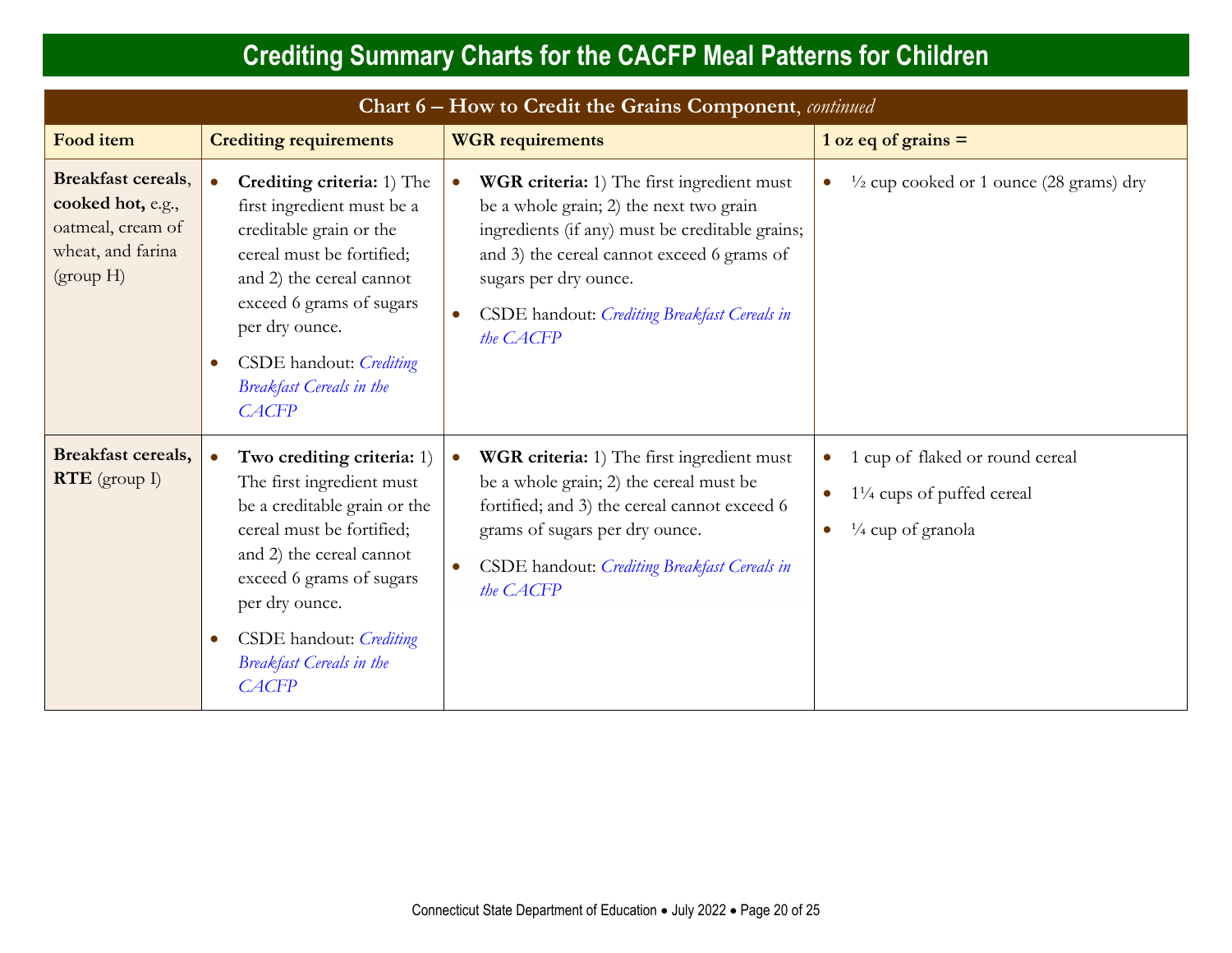# Crediting Summary Charts for the CACFP Meal Patterns for Children

| Chart 6 – How to Credit the Grains Component, *continued* | | | |
|---|---|---|---|
| **Food item** | **Crediting requirements** | **WGR requirements** | **1 oz eq of grains =** |
| **Breakfast cereals**, **cooked hot,** e.g., oatmeal, cream of wheat, and farina (group H) | • **Crediting criteria:** 1) The first ingredient must be a creditable grain or the cereal must be fortified; and 2) the cereal cannot exceed 6 grams of sugars per dry ounce.<br>• CSDE handout: *Crediting Breakfast Cereals in the CACFP* | • **WGR criteria:** 1) The first ingredient must be a whole grain; 2) the next two grain ingredients (if any) must be creditable grains; and 3) the cereal cannot exceed 6 grams of sugars per dry ounce.<br>• CSDE handout: *Crediting Breakfast Cereals in the CACFP* | • ½ cup cooked or 1 ounce (28 grams) dry |
| **Breakfast cereals, RTE** (group I) | • **Two crediting criteria:** 1) The first ingredient must be a creditable grain or the cereal must be fortified; and 2) the cereal cannot exceed 6 grams of sugars per dry ounce.<br>• CSDE handout: *Crediting Breakfast Cereals in the CACFP* | • **WGR criteria:** 1) The first ingredient must be a whole grain; 2) the cereal must be fortified; and 3) the cereal cannot exceed 6 grams of sugars per dry ounce.<br>• CSDE handout: *Crediting Breakfast Cereals in the CACFP* | • 1 cup of flaked or round cereal<br>• 1¼ cups of puffed cereal<br>• ¼ cup of granola |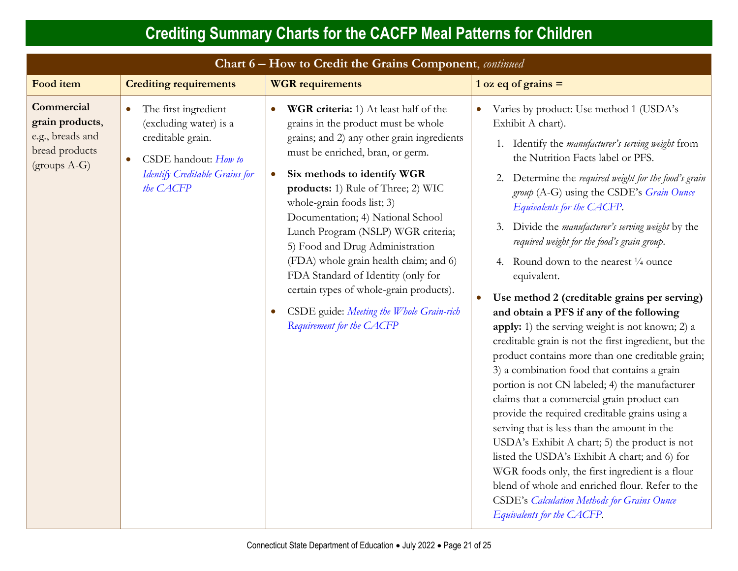# Crediting Summary Charts for the CACFP Meal Patterns for Children

| Chart 6 – How to Credit the Grains Component, *continued* | | | |
|---|---|---|---|
| **Food item** | **Crediting requirements** | **WGR requirements** | **1 oz eq of grains =** |
| **Commercial grain products**, e.g., breads and bread products (groups A-G) | • The first ingredient (excluding water) is a creditable grain.<br>• CSDE handout: *How to Identify Creditable Grains for the CACFP* | • **WGR criteria:** 1) At least half of the grains in the product must be whole grains; and 2) any other grain ingredients must be enriched, bran, or germ.<br>• **Six methods to identify WGR products:** 1) Rule of Three; 2) WIC whole-grain foods list; 3) Documentation; 4) National School Lunch Program (NSLP) WGR criteria; 5) Food and Drug Administration (FDA) whole grain health claim; and 6) FDA Standard of Identity (only for certain types of whole-grain products).<br>• CSDE guide: *Meeting the Whole Grain-rich Requirement for the CACFP* | • Varies by product: Use method 1 (USDA's Exhibit A chart).<br>1. Identify the *manufacturer's serving weight* from the Nutrition Facts label or PFS.<br>2. Determine the *required weight for the food's grain group* (A-G) using the CSDE's *Grain Ounce Equivalents for the CACFP*.<br>3. Divide the *manufacturer's serving weight* by the *required weight for the food's grain group*.<br>4. Round down to the nearest ¼ ounce equivalent.<br>• **Use method 2 (creditable grains per serving) and obtain a PFS if any of the following apply:** 1) the serving weight is not known; 2) a creditable grain is not the first ingredient, but the product contains more than one creditable grain; 3) a combination food that contains a grain portion is not CN labeled; 4) the manufacturer claims that a commercial grain product can provide the required creditable grains using a serving that is less than the amount in the USDA's Exhibit A chart; 5) the product is not listed the USDA's Exhibit A chart; and 6) for WGR foods only, the first ingredient is a flour blend of whole and enriched flour. Refer to the CSDE's *Calculation Methods for Grains Ounce Equivalents for the CACFP*. |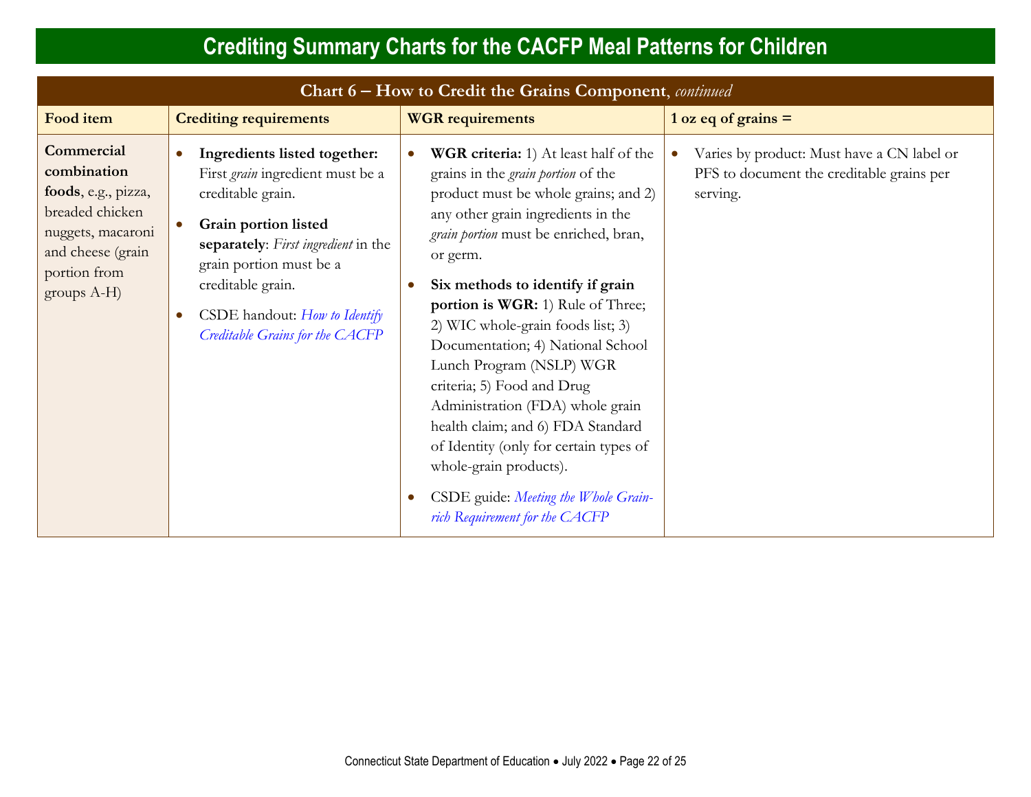# Crediting Summary Charts for the CACFP Meal Patterns for Children

| Chart 6 – How to Credit the Grains Component, *continued* | | | |
|---|---|---|---|
| **Food item** | **Crediting requirements** | **WGR requirements** | **1 oz eq of grains =** |
| **Commercial combination foods**, e.g., pizza, breaded chicken nuggets, macaroni and cheese (grain portion from groups A-H) | • **Ingredients listed together:** First *grain* ingredient must be a creditable grain.<br>• **Grain portion listed separately**: *First ingredient* in the grain portion must be a creditable grain.<br>• CSDE handout: *How to Identify Creditable Grains for the CACFP* | • **WGR criteria:** 1) At least half of the grains in the *grain portion* of the product must be whole grains; and 2) any other grain ingredients in the *grain portion* must be enriched, bran, or germ.<br>• **Six methods to identify if grain portion is WGR:** 1) Rule of Three; 2) WIC whole-grain foods list; 3) Documentation; 4) National School Lunch Program (NSLP) WGR criteria; 5) Food and Drug Administration (FDA) whole grain health claim; and 6) FDA Standard of Identity (only for certain types of whole-grain products).<br>• CSDE guide: *Meeting the Whole Grain-rich Requirement for the CACFP* | • Varies by product: Must have a CN label or PFS to document the creditable grains per serving. |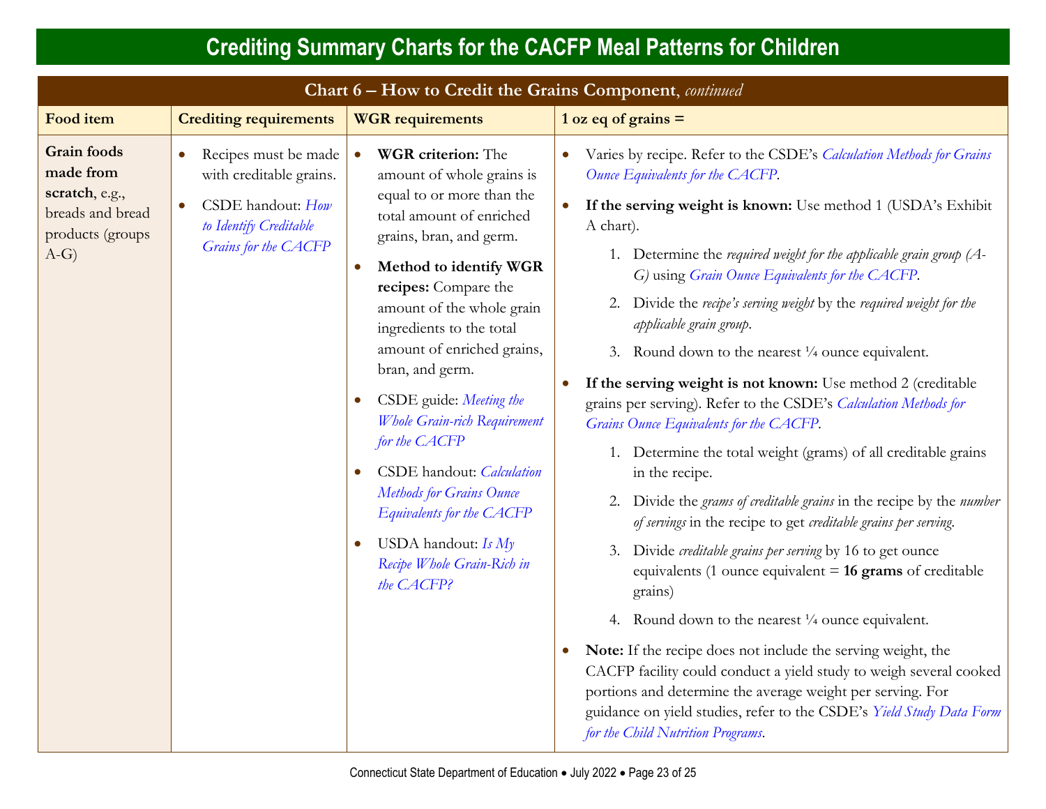# Crediting Summary Charts for the CACFP Meal Patterns for Children

| Chart 6 – How to Credit the Grains Component, *continued* | | | |
|---|---|---|---|
| **Food item** | **Crediting requirements** | **WGR requirements** | **1 oz eq of grains =** |
| **Grain foods made from scratch**, e.g., breads and bread products (groups A-G) | • Recipes must be made with creditable grains.<br>• CSDE handout: *How to Identify Creditable Grains for the CACFP* | • **WGR criterion:** The amount of whole grains is equal to or more than the total amount of enriched grains, bran, and germ.<br>• **Method to identify WGR recipes:** Compare the amount of the whole grain ingredients to the total amount of enriched grains, bran, and germ.<br>• CSDE guide: *Meeting the Whole Grain-rich Requirement for the CACFP*<br>• CSDE handout: *Calculation Methods for Grains Ounce Equivalents for the CACFP*<br>• USDA handout: *Is My Recipe Whole Grain-Rich in the CACFP?* | • Varies by recipe. Refer to the CSDE's *Calculation Methods for Grains Ounce Equivalents for the CACFP*.<br>• **If the serving weight is known:** Use method 1 (USDA's Exhibit A chart).<br>1. Determine the *required weight for the applicable grain group (A-G)* using *Grain Ounce Equivalents for the CACFP*.<br>2. Divide the *recipe's serving weight* by the *required weight for the applicable grain group*.<br>3. Round down to the nearest ¼ ounce equivalent.<br>• **If the serving weight is not known:** Use method 2 (creditable grains per serving). Refer to the CSDE's *Calculation Methods for Grains Ounce Equivalents for the CACFP*.<br>1. Determine the total weight (grams) of all creditable grains in the recipe.<br>2. Divide the *grams of creditable grains* in the recipe by the *number of servings* in the recipe to get *creditable grains per serving*.<br>3. Divide *creditable grains per serving* by 16 to get ounce equivalents (1 ounce equivalent = **16 grams** of creditable grains)<br>4. Round down to the nearest ¼ ounce equivalent.<br>• **Note:** If the recipe does not include the serving weight, the CACFP facility could conduct a yield study to weigh several cooked portions and determine the average weight per serving. For guidance on yield studies, refer to the CSDE's *Yield Study Data Form for the Child Nutrition Programs*. |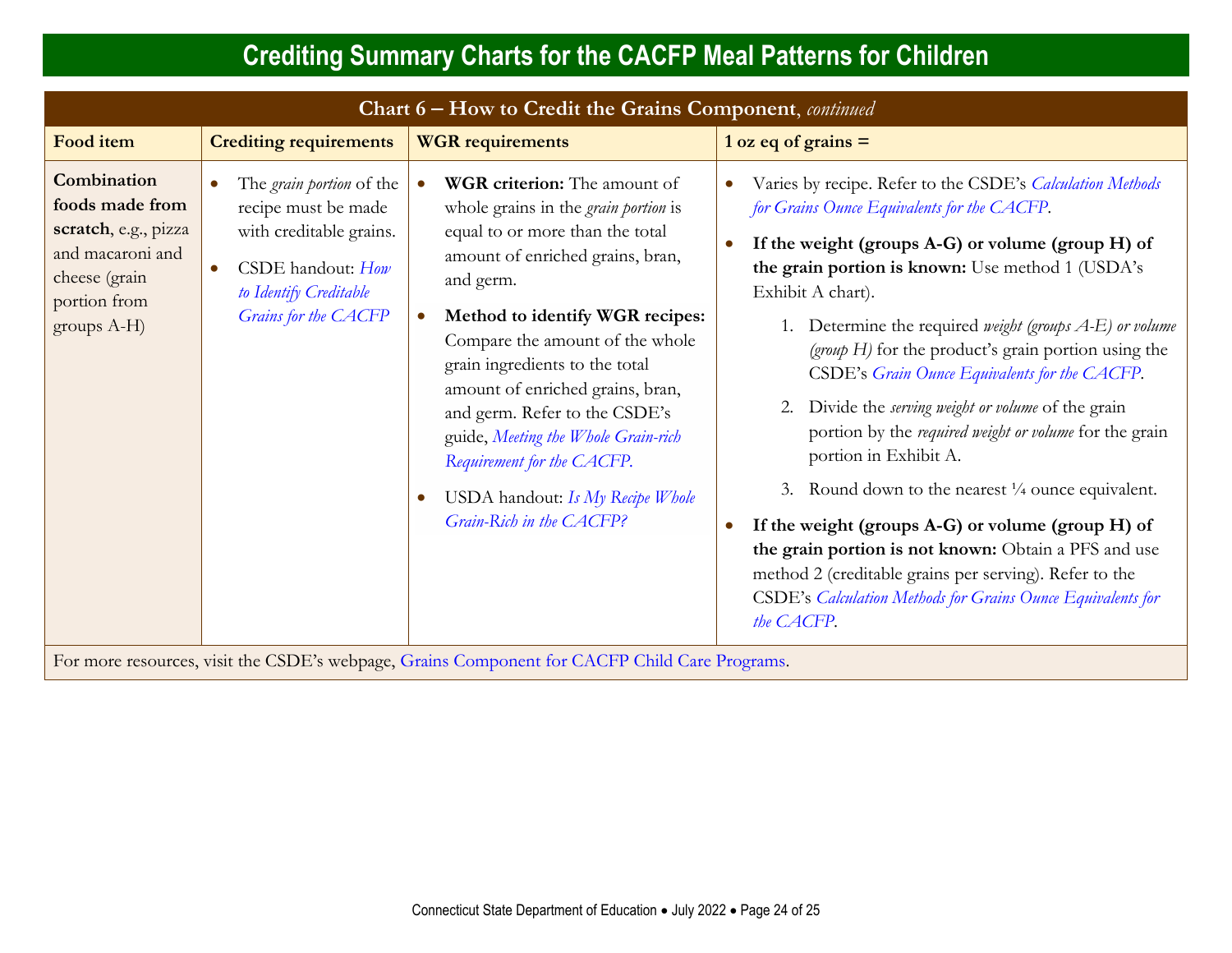# Crediting Summary Charts for the CACFP Meal Patterns for Children

| Chart 6 – How to Credit the Grains Component, *continued* | | | |
|---|---|---|---|
| **Food item** | **Crediting requirements** | **WGR requirements** | **1 oz eq of grains =** |
| **Combination foods made from scratch**, e.g., pizza and macaroni and cheese (grain portion from groups A-H) | • The *grain portion* of the recipe must be made with creditable grains.<br>• CSDE handout: *How to Identify Creditable Grains for the CACFP* | • **WGR criterion:** The amount of whole grains in the *grain portion* is equal to or more than the total amount of enriched grains, bran, and germ.<br>• **Method to identify WGR recipes:** Compare the amount of the whole grain ingredients to the total amount of enriched grains, bran, and germ. Refer to the CSDE's guide, *Meeting the Whole Grain-rich Requirement for the CACFP*.<br>• USDA handout: *Is My Recipe Whole Grain-Rich in the CACFP?* | • Varies by recipe. Refer to the CSDE's *Calculation Methods for Grains Ounce Equivalents for the CACFP*.<br>• **If the weight (groups A-G) or volume (group H) of the grain portion is known:** Use method 1 (USDA's Exhibit A chart).<br>1. Determine the required *weight (groups A-E) or volume (group H)* for the product's grain portion using the CSDE's *Grain Ounce Equivalents for the CACFP*.<br>2. Divide the *serving weight or volume* of the grain portion by the *required weight or volume* for the grain portion in Exhibit A.<br>3. Round down to the nearest ¼ ounce equivalent.<br>• **If the weight (groups A-G) or volume (group H) of the grain portion is not known:** Obtain a PFS and use method 2 (creditable grains per serving). Refer to the CSDE's *Calculation Methods for Grains Ounce Equivalents for the CACFP*. |
| For more resources, visit the CSDE's webpage, Grains Component for CACFP Child Care Programs. | | | |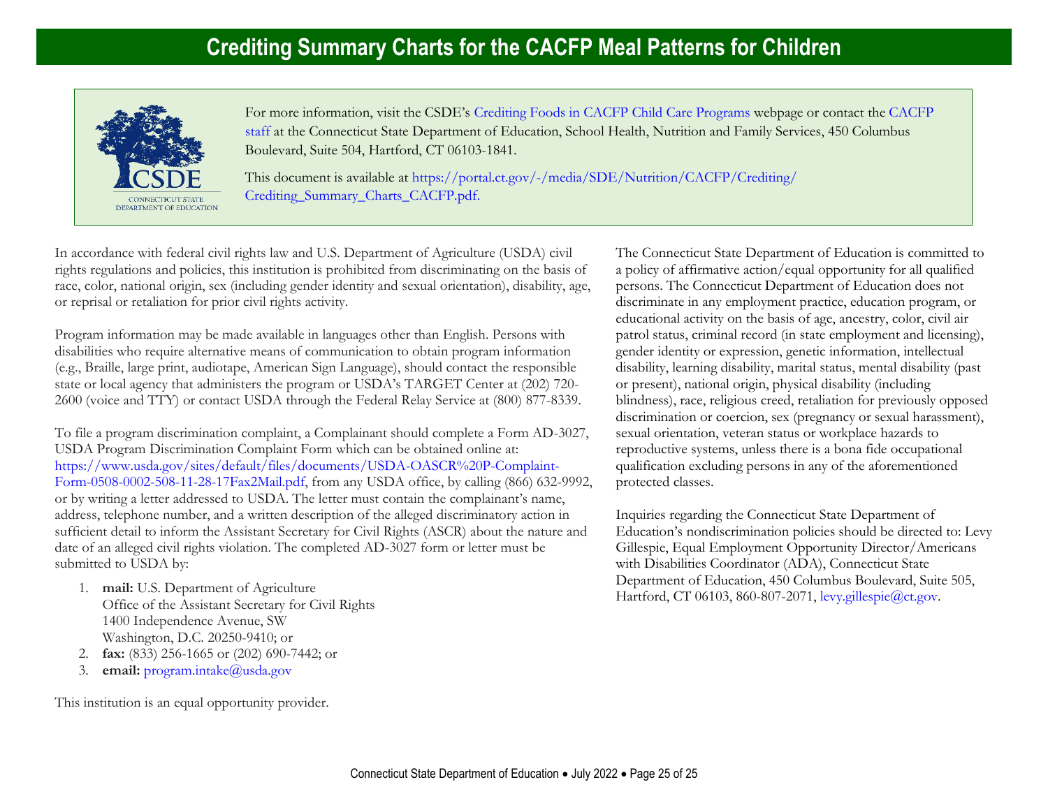# Crediting Summary Charts for the CACFP Meal Patterns for Children

For more information, visit the CSDE's Crediting Foods in CACFP Child Care Programs webpage or contact the CACFP staff at the Connecticut State Department of Education, School Health, Nutrition and Family Services, 450 Columbus Boulevard, Suite 504, Hartford, CT 06103-1841.

This document is available at https://portal.ct.gov/-/media/SDE/Nutrition/CACFP/Crediting/Crediting_Summary_Charts_CACFP.pdf.

In accordance with federal civil rights law and U.S. Department of Agriculture (USDA) civil rights regulations and policies, this institution is prohibited from discriminating on the basis of race, color, national origin, sex (including gender identity and sexual orientation), disability, age, or reprisal or retaliation for prior civil rights activity.

Program information may be made available in languages other than English. Persons with disabilities who require alternative means of communication to obtain program information (e.g., Braille, large print, audiotape, American Sign Language), should contact the responsible state or local agency that administers the program or USDA's TARGET Center at (202) 720-2600 (voice and TTY) or contact USDA through the Federal Relay Service at (800) 877-8339.

To file a program discrimination complaint, a Complainant should complete a Form AD-3027, USDA Program Discrimination Complaint Form which can be obtained online at: https://www.usda.gov/sites/default/files/documents/USDA-OASCR%20P-Complaint-Form-0508-0002-508-11-28-17Fax2Mail.pdf, from any USDA office, by calling (866) 632-9992, or by writing a letter addressed to USDA. The letter must contain the complainant's name, address, telephone number, and a written description of the alleged discriminatory action in sufficient detail to inform the Assistant Secretary for Civil Rights (ASCR) about the nature and date of an alleged civil rights violation. The completed AD-3027 form or letter must be submitted to USDA by:

1. **mail:** U.S. Department of Agriculture
   Office of the Assistant Secretary for Civil Rights
   1400 Independence Avenue, SW
   Washington, D.C. 20250-9410; or
2. **fax:** (833) 256-1665 or (202) 690-7442; or
3. **email:** program.intake@usda.gov

This institution is an equal opportunity provider.

The Connecticut State Department of Education is committed to a policy of affirmative action/equal opportunity for all qualified persons. The Connecticut Department of Education does not discriminate in any employment practice, education program, or educational activity on the basis of age, ancestry, color, civil air patrol status, criminal record (in state employment and licensing), gender identity or expression, genetic information, intellectual disability, learning disability, marital status, mental disability (past or present), national origin, physical disability (including blindness), race, religious creed, retaliation for previously opposed discrimination or coercion, sex (pregnancy or sexual harassment), sexual orientation, veteran status or workplace hazards to reproductive systems, unless there is a bona fide occupational qualification excluding persons in any of the aforementioned protected classes.

Inquiries regarding the Connecticut State Department of Education's nondiscrimination policies should be directed to: Levy Gillespie, Equal Employment Opportunity Director/Americans with Disabilities Coordinator (ADA), Connecticut State Department of Education, 450 Columbus Boulevard, Suite 505, Hartford, CT 06103, 860-807-2071, levy.gillespie@ct.gov.